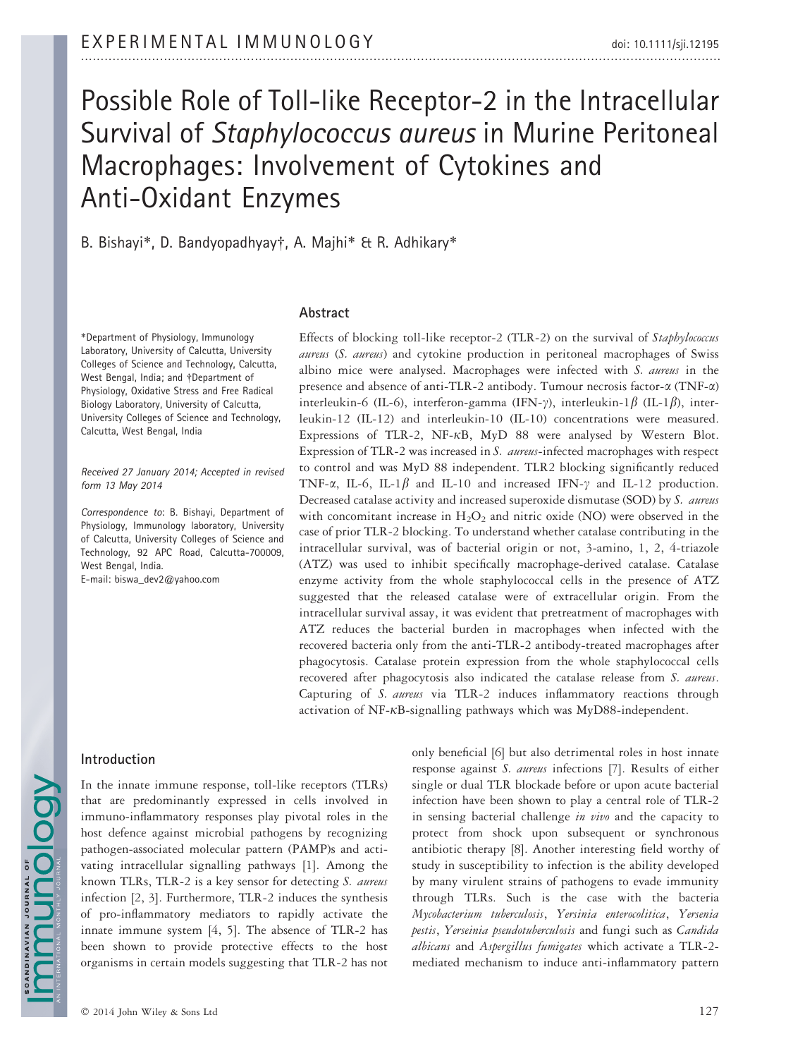# Possible Role of Toll-like Receptor-2 in the Intracellular Survival of *Staphylococcus aureus* in Murine Peritoneal Macrophages: Involvement of Cytokines and Anti-Oxidant Enzymes

B. Bishayi*, D. Bandyopadhyay†, A. Majhi* & R. Adhikary*

*Department of Physiology, Immunology Laboratory, University of Calcutta, University Colleges of Science and Technology, Calcutta, West Bengal, India; and †Department of Physiology, Oxidative Stress and Free Radical Biology Laboratory, University of Calcutta, University Colleges of Science and Technology, Calcutta, West Bengal, India

*Received 27 January 2014; Accepted in revised form 13 May 2014*

*Correspondence to*: B. Bishayi, Department of Physiology, Immunology laboratory, University of Calcutta, University Colleges of Science and Technology, 92 APC Road, Calcutta-700009, West Bengal, India.
E-mail: biswa_dev2@yahoo.com

## Abstract

Effects of blocking toll-like receptor-2 (TLR-2) on the survival of *Staphylococcus aureus* (*S. aureus*) and cytokine production in peritoneal macrophages of Swiss albino mice were analysed. Macrophages were infected with *S. aureus* in the presence and absence of anti-TLR-2 antibody. Tumour necrosis factor-α (TNF-α) interleukin-6 (IL-6), interferon-gamma (IFN-γ), interleukin-1β (IL-1β), interleukin-12 (IL-12) and interleukin-10 (IL-10) concentrations were measured. Expressions of TLR-2, NF-κB, MyD 88 were analysed by Western Blot. Expression of TLR-2 was increased in *S. aureus*-infected macrophages with respect to control and was MyD 88 independent. TLR2 blocking significantly reduced TNF-α, IL-6, IL-1β and IL-10 and increased IFN-γ and IL-12 production. Decreased catalase activity and increased superoxide dismutase (SOD) by *S. aureus* with concomitant increase in $H_2O_2$ and nitric oxide (NO) were observed in the case of prior TLR-2 blocking. To understand whether catalase contributing in the intracellular survival, was of bacterial origin or not, 3-amino, 1, 2, 4-triazole (ATZ) was used to inhibit specifically macrophage-derived catalase. Catalase enzyme activity from the whole staphylococcal cells in the presence of ATZ suggested that the released catalase were of extracellular origin. From the intracellular survival assay, it was evident that pretreatment of macrophages with ATZ reduces the bacterial burden in macrophages when infected with the recovered bacteria only from the anti-TLR-2 antibody-treated macrophages after phagocytosis. Catalase protein expression from the whole staphylococcal cells recovered after phagocytosis also indicated the catalase release from *S. aureus*. Capturing of *S. aureus* via TLR-2 induces inflammatory reactions through activation of NF-κB-signalling pathways which was MyD88-independent.

## Introduction

In the innate immune response, toll-like receptors (TLRs) that are predominantly expressed in cells involved in immuno-inflammatory responses play pivotal roles in the host defence against microbial pathogens by recognizing pathogen-associated molecular pattern (PAMP)s and activating intracellular signalling pathways [1]. Among the known TLRs, TLR-2 is a key sensor for detecting *S. aureus* infection [2, 3]. Furthermore, TLR-2 induces the synthesis of pro-inflammatory mediators to rapidly activate the innate immune system [4, 5]. The absence of TLR-2 has been shown to provide protective effects to the host organisms in certain models suggesting that TLR-2 has not only beneficial [6] but also detrimental roles in host innate response against *S. aureus* infections [7]. Results of either single or dual TLR blockade before or upon acute bacterial infection have been shown to play a central role of TLR-2 in sensing bacterial challenge *in vivo* and the capacity to protect from shock upon subsequent or synchronous antibiotic therapy [8]. Another interesting field worthy of study in susceptibility to infection is the ability developed by many virulent strains of pathogens to evade immunity through TLRs. Such is the case with the bacteria *Mycobacterium tuberculosis*, *Yersinia enterocolitica*, *Yersenia pestis*, *Yerseinia pseudotuberculosis* and fungi such as *Candida albicans* and *Aspergillus fumigates* which activate a TLR-2-mediated mechanism to induce anti-inflammatory pattern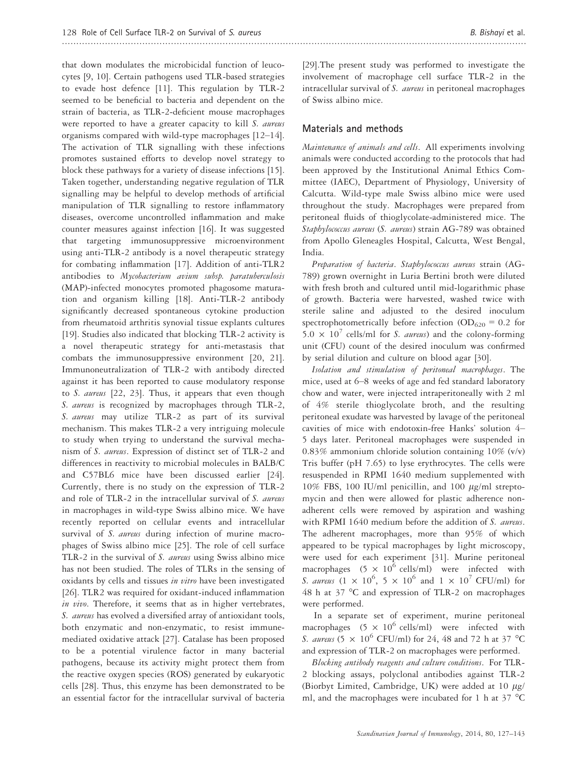that down modulates the microbicidal function of leucocytes [9, 10]. Certain pathogens used TLR-based strategies to evade host defence [11]. This regulation by TLR-2 seemed to be beneficial to bacteria and dependent on the strain of bacteria, as TLR-2-deficient mouse macrophages were reported to have a greater capacity to kill *S. aureus* organisms compared with wild-type macrophages [12–14]. The activation of TLR signalling with these infections promotes sustained efforts to develop novel strategy to block these pathways for a variety of disease infections [15]. Taken together, understanding negative regulation of TLR signalling may be helpful to develop methods of artificial manipulation of TLR signalling to restore inflammatory diseases, overcome uncontrolled inflammation and make counter measures against infection [16]. It was suggested that targeting immunosuppressive microenvironment using anti-TLR-2 antibody is a novel therapeutic strategy for combating inflammation [17]. Addition of anti-TLR2 antibodies to *Mycobacterium avium subsp. paratuberculosis* (MAP)-infected monocytes promoted phagosome maturation and organism killing [18]. Anti-TLR-2 antibody significantly decreased spontaneous cytokine production from rheumatoid arthritis synovial tissue explants cultures [19]. Studies also indicated that blocking TLR-2 activity is a novel therapeutic strategy for anti-metastasis that combats the immunosuppressive environment [20, 21]. Immunoneutralization of TLR-2 with antibody directed against it has been reported to cause modulatory response to *S. aureus* [22, 23]. Thus, it appears that even though *S. aureus* is recognized by macrophages through TLR-2, *S. aureus* may utilize TLR-2 as part of its survival mechanism. This makes TLR-2 a very intriguing molecule to study when trying to understand the survival mechanism of *S. aureus*. Expression of distinct set of TLR-2 and differences in reactivity to microbial molecules in BALB/C and C57BL6 mice have been discussed earlier [24]. Currently, there is no study on the expression of TLR-2 and role of TLR-2 in the intracellular survival of *S. aureus* in macrophages in wild-type Swiss albino mice. We have recently reported on cellular events and intracellular survival of *S. aureus* during infection of murine macrophages of Swiss albino mice [25]. The role of cell surface TLR-2 in the survival of *S. aureus* using Swiss albino mice has not been studied. The roles of TLRs in the sensing of oxidants by cells and tissues *in vitro* have been investigated [26]. TLR2 was required for oxidant-induced inflammation *in vivo*. Therefore, it seems that as in higher vertebrates, *S. aureus* has evolved a diversified array of antioxidant tools, both enzymatic and non-enzymatic, to resist immune-mediated oxidative attack [27]. Catalase has been proposed to be a potential virulence factor in many bacterial pathogens, because its activity might protect them from the reactive oxygen species (ROS) generated by eukaryotic cells [28]. Thus, this enzyme has been demonstrated to be an essential factor for the intracellular survival of bacteria [29].The present study was performed to investigate the involvement of macrophage cell surface TLR-2 in the intracellular survival of *S. aureus* in peritoneal macrophages of Swiss albino mice.

## Materials and methods

*Maintenance of animals and cells*. All experiments involving animals were conducted according to the protocols that had been approved by the Institutional Animal Ethics Committee (IAEC), Department of Physiology, University of Calcutta. Wild-type male Swiss albino mice were used throughout the study. Macrophages were prepared from peritoneal fluids of thioglycolate-administered mice. The *Staphylococcus aureus* (*S. aureus*) strain AG-789 was obtained from Apollo Gleneagles Hospital, Calcutta, West Bengal, India.

*Preparation of bacteria*. *Staphylococcus aureus* strain (AG-789) grown overnight in Luria Bertini broth were diluted with fresh broth and cultured until mid-logarithmic phase of growth. Bacteria were harvested, washed twice with sterile saline and adjusted to the desired inoculum spectrophotometrically before infection ($OD_{620} = 0.2$ for $5.0 \times 10^7$ cells/ml for *S. aureus*) and the colony-forming unit (CFU) count of the desired inoculum was confirmed by serial dilution and culture on blood agar [30].

*Isolation and stimulation of peritoneal macrophages*. The mice, used at 6–8 weeks of age and fed standard laboratory chow and water, were injected intraperitoneally with 2 ml of 4% sterile thioglycolate broth, and the resulting peritoneal exudate was harvested by lavage of the peritoneal cavities of mice with endotoxin-free Hanks' solution 4–5 days later. Peritoneal macrophages were suspended in 0.83% ammonium chloride solution containing 10% (v/v) Tris buffer (pH 7.65) to lyse erythrocytes. The cells were resuspended in RPMI 1640 medium supplemented with 10% FBS, 100 IU/ml penicillin, and 100 $\mu$g/ml streptomycin and then were allowed for plastic adherence non-adherent cells were removed by aspiration and washing with RPMI 1640 medium before the addition of *S. aureus*. The adherent macrophages, more than 95% of which appeared to be typical macrophages by light microscopy, were used for each experiment [31]. Murine peritoneal macrophages ($5 \times 10^6$ cells/ml) were infected with *S. aureus* ($1 \times 10^6$, $5 \times 10^6$ and $1 \times 10^7$ CFU/ml) for 48 h at 37 °C and expression of TLR-2 on macrophages were performed.

In a separate set of experiment, murine peritoneal macrophages ($5 \times 10^6$ cells/ml) were infected with *S. aureus* ($5 \times 10^6$ CFU/ml) for 24, 48 and 72 h at 37 °C and expression of TLR-2 on macrophages were performed.

*Blocking antibody reagents and culture conditions*. For TLR-2 blocking assays, polyclonal antibodies against TLR-2 (Biorbyt Limited, Cambridge, UK) were added at 10 $\mu$g/ml, and the macrophages were incubated for 1 h at 37 °C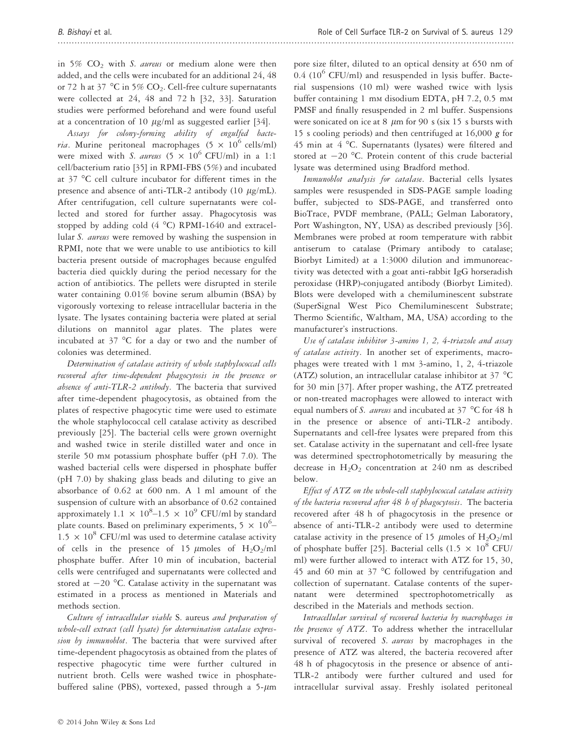in 5% $CO_2$ with *S. aureus* or medium alone were then added, and the cells were incubated for an additional 24, 48 or 72 h at 37 °C in 5% $CO_2$. Cell-free culture supernatants were collected at 24, 48 and 72 h [32, 33]. Saturation studies were performed beforehand and were found useful at a concentration of 10 $\mu$g/ml as suggested earlier [34].

*Assays for colony-forming ability of engulfed bacteria*. Murine peritoneal macrophages ($5 \times 10^6$ cells/ml) were mixed with *S. aureus* ($5 \times 10^6$ CFU/ml) in a 1:1 cell/bacterium ratio [35] in RPMI-FBS (5%) and incubated at 37 °C cell culture incubator for different times in the presence and absence of anti-TLR-2 antibody (10 $\mu$g/mL). After centrifugation, cell culture supernatants were collected and stored for further assay. Phagocytosis was stopped by adding cold (4 °C) RPMI-1640 and extracellular *S. aureus* were removed by washing the suspension in RPMI, note that we were unable to use antibiotics to kill bacteria present outside of macrophages because engulfed bacteria died quickly during the period necessary for the action of antibiotics. The pellets were disrupted in sterile water containing 0.01% bovine serum albumin (BSA) by vigorously vortexing to release intracellular bacteria in the lysate. The lysates containing bacteria were plated at serial dilutions on mannitol agar plates. The plates were incubated at 37 °C for a day or two and the number of colonies was determined.

*Determination of catalase activity of whole staphylococcal cells recovered after time-dependent phagocytosis in the presence or absence of anti-TLR-2 antibody*. The bacteria that survived after time-dependent phagocytosis, as obtained from the plates of respective phagocytic time were used to estimate the whole staphylococcal cell catalase activity as described previously [25]. The bacterial cells were grown overnight and washed twice in sterile distilled water and once in sterile 50 mM potassium phosphate buffer (pH 7.0). The washed bacterial cells were dispersed in phosphate buffer (pH 7.0) by shaking glass beads and diluting to give an absorbance of 0.62 at 600 nm. A 1 ml amount of the suspension of culture with an absorbance of 0.62 contained approximately $1.1 \times 10^8$–$1.5 \times 10^9$ CFU/ml by standard plate counts. Based on preliminary experiments, $5 \times 10^6$–$1.5 \times 10^8$ CFU/ml was used to determine catalase activity of cells in the presence of 15 $\mu$moles of $H_2O_2$/ml phosphate buffer. After 10 min of incubation, bacterial cells were centrifuged and supernatants were collected and stored at −20 °C. Catalase activity in the supernatant was estimated in a process as mentioned in Materials and methods section.

*Culture of intracellular viable* S. aureus *and preparation of whole-cell extract (cell lysate) for determination catalase expression by immunoblot*. The bacteria that were survived after time-dependent phagocytosis as obtained from the plates of respective phagocytic time were further cultured in nutrient broth. Cells were washed twice in phosphate-buffered saline (PBS), vortexed, passed through a 5-$\mu$m pore size filter, diluted to an optical density at 650 nm of 0.4 ($10^6$ CFU/ml) and resuspended in lysis buffer. Bacterial suspensions (10 ml) were washed twice with lysis buffer containing 1 mM disodium EDTA, pH 7.2, 0.5 mM PMSF and finally resuspended in 2 ml buffer. Suspensions were sonicated on ice at 8 $\mu$m for 90 s (six 15 s bursts with 15 s cooling periods) and then centrifuged at 16,000 *g* for 45 min at 4 °C. Supernatants (lysates) were filtered and stored at −20 °C. Protein content of this crude bacterial lysate was determined using Bradford method.

*Immunoblot analysis for catalase*. Bacterial cells lysates samples were resuspended in SDS-PAGE sample loading buffer, subjected to SDS-PAGE, and transferred onto BioTrace, PVDF membrane, (PALL; Gelman Laboratory, Port Washington, NY, USA) as described previously [36]. Membranes were probed at room temperature with rabbit antiserum to catalase (Primary antibody to catalase; Biorbyt Limited) at a 1:3000 dilution and immunoreactivity was detected with a goat anti-rabbit IgG horseradish peroxidase (HRP)-conjugated antibody (Biorbyt Limited). Blots were developed with a chemiluminescent substrate (SuperSignal West Pico Chemiluminescent Substrate; Thermo Scientific, Waltham, MA, USA) according to the manufacturer's instructions.

*Use of catalase inhibitor 3-amino 1, 2, 4-triazole and assay of catalase activity*. In another set of experiments, macrophages were treated with 1 mM 3-amino, 1, 2, 4-triazole (ATZ) solution, an intracellular catalase inhibitor at 37 °C for 30 min [37]. After proper washing, the ATZ pretreated or non-treated macrophages were allowed to interact with equal numbers of *S. aureus* and incubated at 37 °C for 48 h in the presence or absence of anti-TLR-2 antibody. Supernatants and cell-free lysates were prepared from this set. Catalase activity in the supernatant and cell-free lysate was determined spectrophotometrically by measuring the decrease in $H_2O_2$ concentration at 240 nm as described below.

*Effect of ATZ on the whole-cell staphylococcal catalase activity of the bacteria recovered after 48 h of phagocytosis*. The bacteria recovered after 48 h of phagocytosis in the presence or absence of anti-TLR-2 antibody were used to determine catalase activity in the presence of 15 $\mu$moles of $H_2O_2$/ml of phosphate buffer [25]. Bacterial cells ($1.5 \times 10^8$ CFU/ml) were further allowed to interact with ATZ for 15, 30, 45 and 60 min at 37 °C followed by centrifugation and collection of supernatant. Catalase contents of the supernatant were determined spectrophotometrically as described in the Materials and methods section.

*Intracellular survival of recovered bacteria by macrophages in the presence of ATZ*. To address whether the intracellular survival of recovered *S. aureus* by macrophages in the presence of ATZ was altered, the bacteria recovered after 48 h of phagocytosis in the presence or absence of anti-TLR-2 antibody were further cultured and used for intracellular survival assay. Freshly isolated peritoneal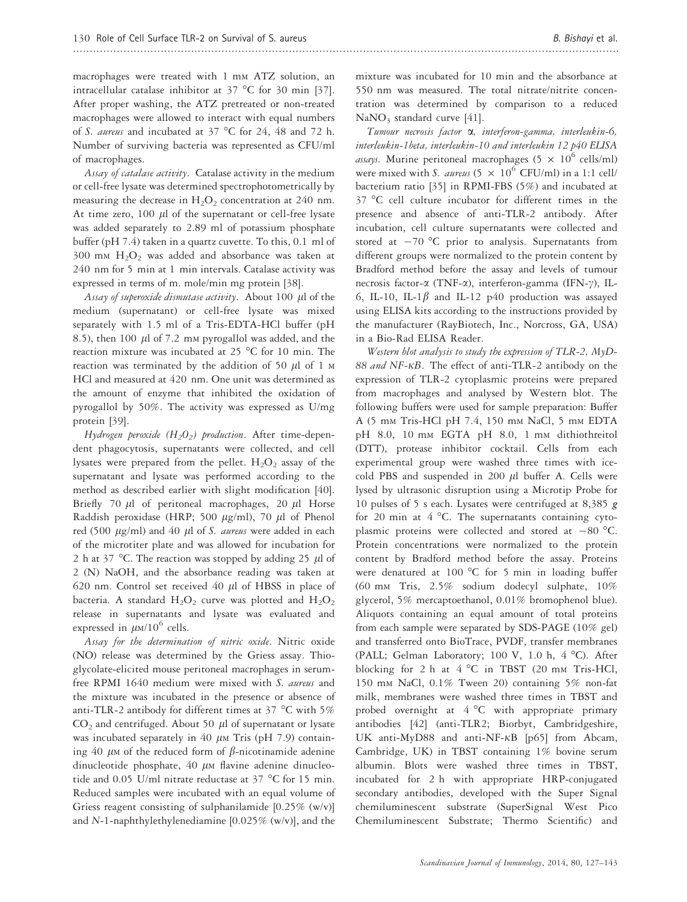macrophages were treated with 1 mM ATZ solution, an intracellular catalase inhibitor at 37 °C for 30 min [37]. After proper washing, the ATZ pretreated or non-treated macrophages were allowed to interact with equal numbers of *S. aureus* and incubated at 37 °C for 24, 48 and 72 h. Number of surviving bacteria was represented as CFU/ml of macrophages.

*Assay of catalase activity*. Catalase activity in the medium or cell-free lysate was determined spectrophotometrically by measuring the decrease in $H_2O_2$ concentration at 240 nm. At time zero, 100 $\mu$l of the supernatant or cell-free lysate was added separately to 2.89 ml of potassium phosphate buffer (pH 7.4) taken in a quartz cuvette. To this, 0.1 ml of 300 mM $H_2O_2$ was added and absorbance was taken at 240 nm for 5 min at 1 min intervals. Catalase activity was expressed in terms of m. mole/min mg protein [38].

*Assay of superoxide dismutase activity*. About 100 $\mu$l of the medium (supernatant) or cell-free lysate was mixed separately with 1.5 ml of a Tris-EDTA-HCl buffer (pH 8.5), then 100 $\mu$l of 7.2 mM pyrogallol was added, and the reaction mixture was incubated at 25 °C for 10 min. The reaction was terminated by the addition of 50 $\mu$l of 1 M HCl and measured at 420 nm. One unit was determined as the amount of enzyme that inhibited the oxidation of pyrogallol by 50%. The activity was expressed as U/mg protein [39].

*Hydrogen peroxide ($H_2O_2$) production*. After time-dependent phagocytosis, supernatants were collected, and cell lysates were prepared from the pellet. $H_2O_2$ assay of the supernatant and lysate was performed according to the method as described earlier with slight modification [40]. Briefly 70 $\mu$l of peritoneal macrophages, 20 $\mu$l Horse Raddish peroxidase (HRP; 500 $\mu$g/ml), 70 $\mu$l of Phenol red (500 $\mu$g/ml) and 40 $\mu$l of *S. aureus* were added in each of the microtiter plate and was allowed for incubation for 2 h at 37 °C. The reaction was stopped by adding 25 $\mu$l of 2 (N) NaOH, and the absorbance reading was taken at 620 nm. Control set received 40 $\mu$l of HBSS in place of bacteria. A standard $H_2O_2$ curve was plotted and $H_2O_2$ release in supernatants and lysate was evaluated and expressed in $\mu$M/$10^6$ cells.

*Assay for the determination of nitric oxide*. Nitric oxide (NO) release was determined by the Griess assay. Thioglycolate-elicited mouse peritoneal macrophages in serum-free RPMI 1640 medium were mixed with *S. aureus* and the mixture was incubated in the presence or absence of anti-TLR-2 antibody for different times at 37 °C with 5% $CO_2$ and centrifuged. About 50 $\mu$l of supernatant or lysate was incubated separately in 40 $\mu$M Tris (pH 7.9) containing 40 $\mu$M of the reduced form of $\beta$-nicotinamide adenine dinucleotide phosphate, 40 $\mu$M flavine adenine dinucleotide and 0.05 U/ml nitrate reductase at 37 °C for 15 min. Reduced samples were incubated with an equal volume of Griess reagent consisting of sulphanilamide [0.25% (w/v)] and *N*-1-naphthylethylenediamine [0.025% (w/v)], and the mixture was incubated for 10 min and the absorbance at 550 nm was measured. The total nitrate/nitrite concentration was determined by comparison to a reduced $NaNO_3$ standard curve [41].

*Tumour necrosis factor α, interferon-gamma, interleukin-6, interleukin-1beta, interleukin-10 and interleukin 12 p40 ELISA assays*. Murine peritoneal macrophages ($5 \times 10^6$ cells/ml) were mixed with *S. aureus* ($5 \times 10^6$ CFU/ml) in a 1:1 cell/bacterium ratio [35] in RPMI-FBS (5%) and incubated at 37 °C cell culture incubator for different times in the presence and absence of anti-TLR-2 antibody. After incubation, cell culture supernatants were collected and stored at −70 °C prior to analysis. Supernatants from different groups were normalized to the protein content by Bradford method before the assay and levels of tumour necrosis factor-α (TNF-α), interferon-gamma (IFN-γ), IL-6, IL-10, IL-1$\beta$ and IL-12 p40 production was assayed using ELISA kits according to the instructions provided by the manufacturer (RayBiotech, Inc., Norcross, GA, USA) in a Bio-Rad ELISA Reader.

*Western blot analysis to study the expression of TLR-2, MyD-88 and NF-κB*. The effect of anti-TLR-2 antibody on the expression of TLR-2 cytoplasmic proteins were prepared from macrophages and analysed by Western blot. The following buffers were used for sample preparation: Buffer A (5 mM Tris-HCl pH 7.4, 150 mM NaCl, 5 mM EDTA pH 8.0, 10 mM EGTA pH 8.0, 1 mM dithiothreitol (DTT), protease inhibitor cocktail. Cells from each experimental group were washed three times with ice-cold PBS and suspended in 200 $\mu$l buffer A. Cells were lysed by ultrasonic disruption using a Microtip Probe for 10 pulses of 5 s each. Lysates were centrifuged at 8,385 *g* for 20 min at 4 °C. The supernatants containing cytoplasmic proteins were collected and stored at −80 °C. Protein concentrations were normalized to the protein content by Bradford method before the assay. Proteins were denatured at 100 °C for 5 min in loading buffer (60 mM Tris, 2.5% sodium dodecyl sulphate, 10% glycerol, 5% mercaptoethanol, 0.01% bromophenol blue). Aliquots containing an equal amount of total proteins from each sample were separated by SDS-PAGE (10% gel) and transferred onto BioTrace, PVDF, transfer membranes (PALL; Gelman Laboratory; 100 V, 1.0 h, 4 °C). After blocking for 2 h at 4 °C in TBST (20 mM Tris-HCl, 150 mM NaCl, 0.1% Tween 20) containing 5% non-fat milk, membranes were washed three times in TBST and probed overnight at 4 °C with appropriate primary antibodies [42] (anti-TLR2; Biorbyt, Cambridgeshire, UK anti-MyD88 and anti-NF-κB [p65] from Abcam, Cambridge, UK) in TBST containing 1% bovine serum albumin. Blots were washed three times in TBST, incubated for 2 h with appropriate HRP-conjugated secondary antibodies, developed with the Super Signal chemiluminescent substrate (SuperSignal West Pico Chemiluminescent Substrate; Thermo Scientific) and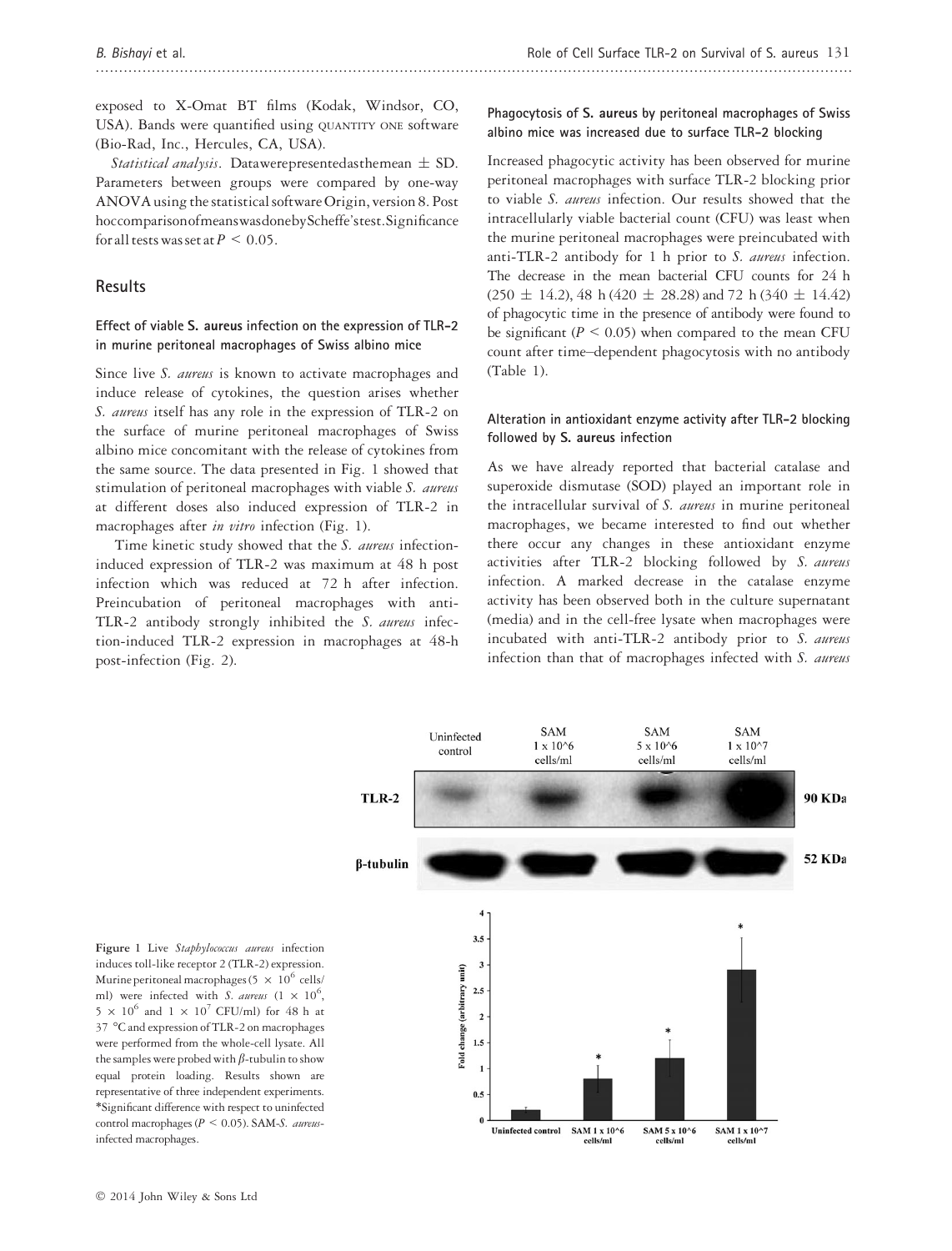exposed to X-Omat BT films (Kodak, Windsor, CO, USA). Bands were quantified using QUANTITY ONE software (Bio-Rad, Inc., Hercules, CA, USA).

*Statistical analysis*. Data were presented as the mean ± SD. Parameters between groups were compared by one-way ANOVA using the statistical software Origin, version 8. Post hoc comparison of means was done by Scheffe's test. Significance for all tests was set at $P < 0.05$.

## Results

### Effect of viable *S. aureus* infection on the expression of TLR-2 in murine peritoneal macrophages of Swiss albino mice

Since live *S. aureus* is known to activate macrophages and induce release of cytokines, the question arises whether *S. aureus* itself has any role in the expression of TLR-2 on the surface of murine peritoneal macrophages of Swiss albino mice concomitant with the release of cytokines from the same source. The data presented in Fig. 1 showed that stimulation of peritoneal macrophages with viable *S. aureus* at different doses also induced expression of TLR-2 in macrophages after *in vitro* infection (Fig. 1).

Time kinetic study showed that the *S. aureus* infection-induced expression of TLR-2 was maximum at 48 h post infection which was reduced at 72 h after infection. Preincubation of peritoneal macrophages with anti-TLR-2 antibody strongly inhibited the *S. aureus* infection-induced TLR-2 expression in macrophages at 48-h post-infection (Fig. 2).

### Phagocytosis of *S. aureus* by peritoneal macrophages of Swiss albino mice was increased due to surface TLR-2 blocking

Increased phagocytic activity has been observed for murine peritoneal macrophages with surface TLR-2 blocking prior to viable *S. aureus* infection. Our results showed that the intracellularly viable bacterial count (CFU) was least when the murine peritoneal macrophages were preincubated with anti-TLR-2 antibody for 1 h prior to *S. aureus* infection. The decrease in the mean bacterial CFU counts for 24 h (250 ± 14.2), 48 h (420 ± 28.28) and 72 h (340 ± 14.42) of phagocytic time in the presence of antibody were found to be significant ($P < 0.05$) when compared to the mean CFU count after time–dependent phagocytosis with no antibody (Table 1).

### Alteration in antioxidant enzyme activity after TLR-2 blocking followed by *S. aureus* infection

As we have already reported that bacterial catalase and superoxide dismutase (SOD) played an important role in the intracellular survival of *S. aureus* in murine peritoneal macrophages, we became interested to find out whether there occur any changes in these antioxidant enzyme activities after TLR-2 blocking followed by *S. aureus* infection. A marked decrease in the catalase enzyme activity has been observed both in the culture supernatant (media) and in the cell-free lysate when macrophages were incubated with anti-TLR-2 antibody prior to *S. aureus* infection than that of macrophages infected with *S. aureus*

**Figure 1** Live *Staphylococcus aureus* infection induces toll-like receptor 2 (TLR-2) expression. Murine peritoneal macrophages ($5 \times 10^6$ cells/ml) were infected with *S. aureus* ($1 \times 10^6$, $5 \times 10^6$ and $1 \times 10^7$ CFU/ml) for 48 h at 37 °C and expression of TLR-2 on macrophages were performed from the whole-cell lysate. All the samples were probed with β-tubulin to show equal protein loading. Results shown are representative of three independent experiments. *Significant difference with respect to uninfected control macrophages ($P < 0.05$). SAM-*S. aureus*-infected macrophages.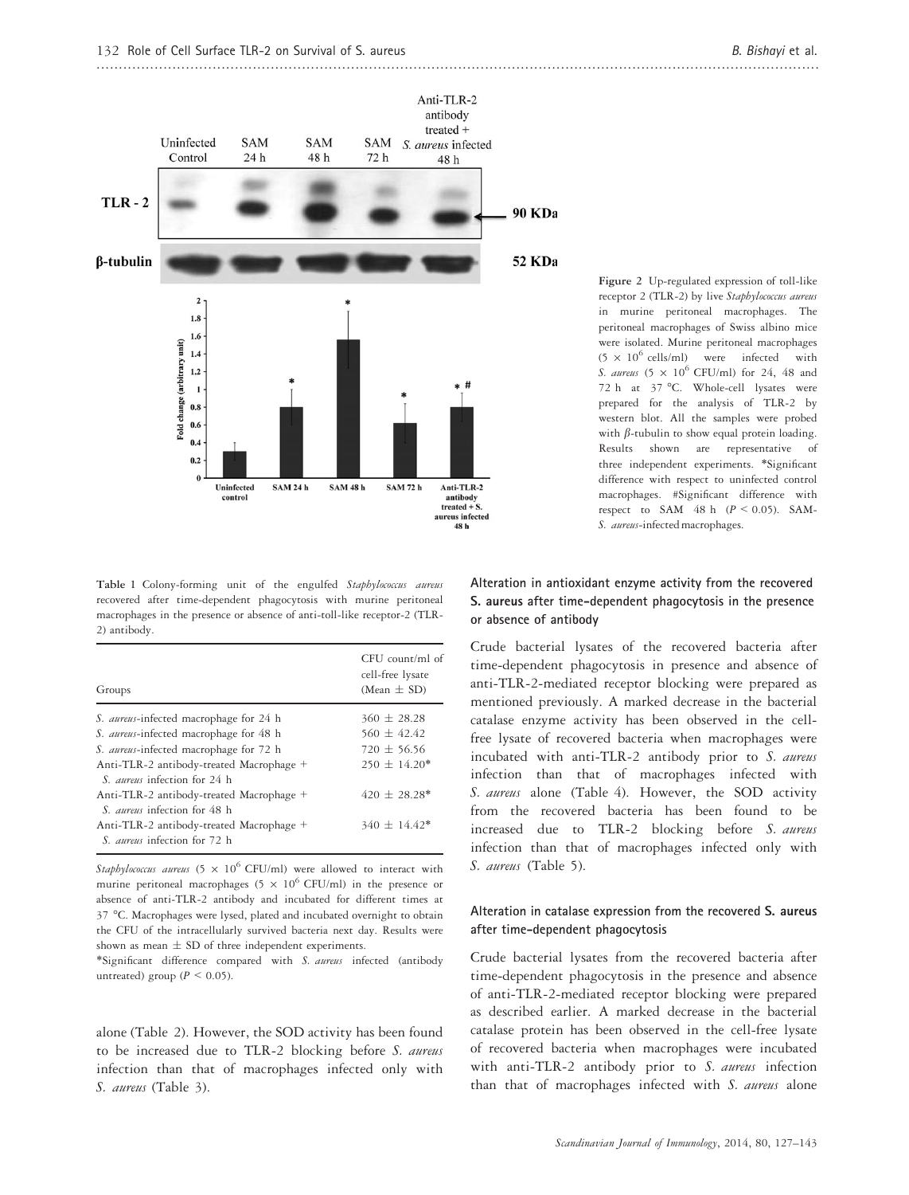Figure 2 Up-regulated expression of toll-like receptor 2 (TLR-2) by live *Staphylococcus aureus* in murine peritoneal macrophages. The peritoneal macrophages of Swiss albino mice were isolated. Murine peritoneal macrophages ($5 \times 10^6$ cells/ml) were infected with *S. aureus* ($5 \times 10^6$ CFU/ml) for 24, 48 and 72 h at 37 °C. Whole-cell lysates were prepared for the analysis of TLR-2 by western blot. All the samples were probed with $\beta$-tubulin to show equal protein loading. Results shown are representative of three independent experiments. *Significant difference with respect to uninfected control macrophages. #Significant difference with respect to SAM 48 h ($P < 0.05$). SAM-*S. aureus*-infected macrophages.

Table 1 Colony-forming unit of the engulfed *Staphylococcus aureus* recovered after time-dependent phagocytosis with murine peritoneal macrophages in the presence or absence of anti-toll-like receptor-2 (TLR-2) antibody.

| Groups | CFU count/ml of cell-free lysate (Mean ± SD) |
|---|---|
| *S. aureus*-infected macrophage for 24 h | 360 ± 28.28 |
| *S. aureus*-infected macrophage for 48 h | 560 ± 42.42 |
| *S. aureus*-infected macrophage for 72 h | 720 ± 56.56 |
| Anti-TLR-2 antibody-treated Macrophage + *S. aureus* infection for 24 h | 250 ± 14.20* |
| Anti-TLR-2 antibody-treated Macrophage + *S. aureus* infection for 48 h | 420 ± 28.28* |
| Anti-TLR-2 antibody-treated Macrophage + *S. aureus* infection for 72 h | 340 ± 14.42* |

*Staphylococcus aureus* ($5 \times 10^6$ CFU/ml) were allowed to interact with murine peritoneal macrophages ($5 \times 10^6$ CFU/ml) in the presence or absence of anti-TLR-2 antibody and incubated for different times at 37 °C. Macrophages were lysed, plated and incubated overnight to obtain the CFU of the intracellularly survived bacteria next day. Results were shown as mean ± SD of three independent experiments.

*Significant difference compared with *S. aureus* infected (antibody untreated) group ($P < 0.05$).

alone (Table 2). However, the SOD activity has been found to be increased due to TLR-2 blocking before *S. aureus* infection than that of macrophages infected only with *S. aureus* (Table 3).

### Alteration in antioxidant enzyme activity from the recovered S. aureus after time-dependent phagocytosis in the presence or absence of antibody

Crude bacterial lysates of the recovered bacteria after time-dependent phagocytosis in presence and absence of anti-TLR-2-mediated receptor blocking were prepared as mentioned previously. A marked decrease in the bacterial catalase enzyme activity has been observed in the cell-free lysate of recovered bacteria when macrophages were incubated with anti-TLR-2 antibody prior to *S. aureus* infection than that of macrophages infected with *S. aureus* alone (Table 4). However, the SOD activity from the recovered bacteria has been found to be increased due to TLR-2 blocking before *S. aureus* infection than that of macrophages infected only with *S. aureus* (Table 5).

### Alteration in catalase expression from the recovered S. aureus after time-dependent phagocytosis

Crude bacterial lysates from the recovered bacteria after time-dependent phagocytosis in the presence and absence of anti-TLR-2-mediated receptor blocking were prepared as described earlier. A marked decrease in the bacterial catalase protein has been observed in the cell-free lysate of recovered bacteria when macrophages were incubated with anti-TLR-2 antibody prior to *S. aureus* infection than that of macrophages infected with *S. aureus* alone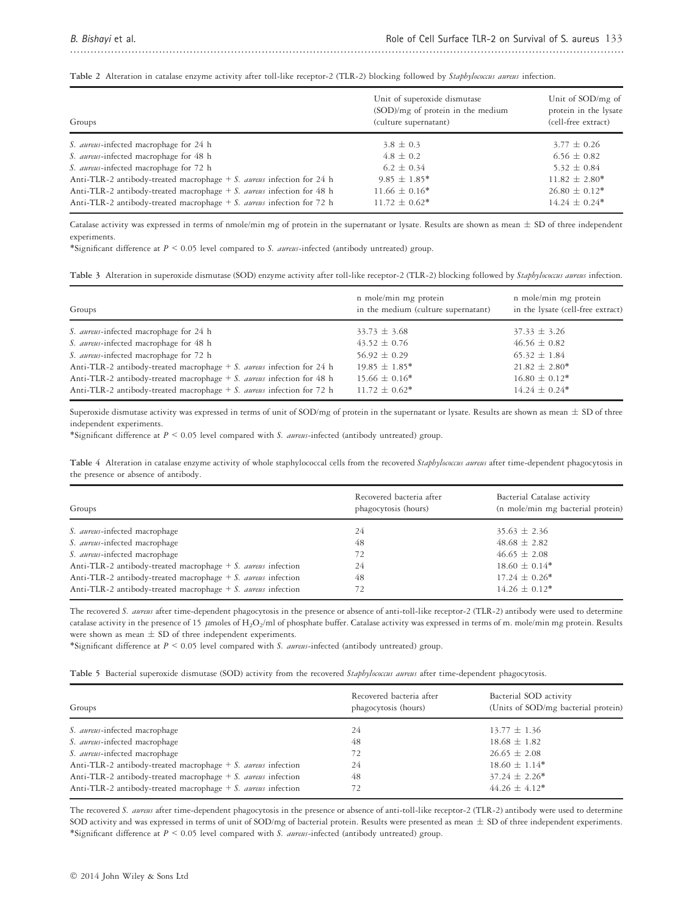**Table 2** Alteration in catalase enzyme activity after toll-like receptor-2 (TLR-2) blocking followed by *Staphylococcus aureus* infection.

| Groups | Unit of superoxide dismutase (SOD)/mg of protein in the medium (culture supernatant) | Unit of SOD/mg of protein in the lysate (cell-free extract) |
|---|---|---|
| *S. aureus*-infected macrophage for 24 h | 3.8 ± 0.3 | 3.77 ± 0.26 |
| *S. aureus*-infected macrophage for 48 h | 4.8 ± 0.2 | 6.56 ± 0.82 |
| *S. aureus*-infected macrophage for 72 h | 6.2 ± 0.34 | 5.32 ± 0.84 |
| Anti-TLR-2 antibody-treated macrophage + *S. aureus* infection for 24 h | 9.85 ± 1.85* | 11.82 ± 2.80* |
| Anti-TLR-2 antibody-treated macrophage + *S. aureus* infection for 48 h | 11.66 ± 0.16* | 26.80 ± 0.12* |
| Anti-TLR-2 antibody-treated macrophage + *S. aureus* infection for 72 h | 11.72 ± 0.62* | 14.24 ± 0.24* |

Catalase activity was expressed in terms of nmole/min mg of protein in the supernatant or lysate. Results are shown as mean ± SD of three independent experiments.

*Significant difference at $P < 0.05$ level compared to *S. aureus*-infected (antibody untreated) group.

**Table 3** Alteration in superoxide dismutase (SOD) enzyme activity after toll-like receptor-2 (TLR-2) blocking followed by *Staphylococcus aureus* infection.

| Groups | n mole/min mg protein in the medium (culture supernatant) | n mole/min mg protein in the lysate (cell-free extract) |
|---|---|---|
| *S. aureus*-infected macrophage for 24 h | 33.73 ± 3.68 | 37.33 ± 3.26 |
| *S. aureus*-infected macrophage for 48 h | 43.52 ± 0.76 | 46.56 ± 0.82 |
| *S. aureus*-infected macrophage for 72 h | 56.92 ± 0.29 | 65.32 ± 1.84 |
| Anti-TLR-2 antibody-treated macrophage + *S. aureus* infection for 24 h | 19.85 ± 1.85* | 21.82 ± 2.80* |
| Anti-TLR-2 antibody-treated macrophage + *S. aureus* infection for 48 h | 15.66 ± 0.16* | 16.80 ± 0.12* |
| Anti-TLR-2 antibody-treated macrophage + *S. aureus* infection for 72 h | 11.72 ± 0.62* | 14.24 ± 0.24* |

Superoxide dismutase activity was expressed in terms of unit of SOD/mg of protein in the supernatant or lysate. Results are shown as mean ± SD of three independent experiments.

*Significant difference at $P < 0.05$ level compared with *S. aureus*-infected (antibody untreated) group.

**Table 4** Alteration in catalase enzyme activity of whole staphylococcal cells from the recovered *Staphylococcus aureus* after time-dependent phagocytosis in the presence or absence of antibody.

| Groups | Recovered bacteria after phagocytosis (hours) | Bacterial Catalase activity (n mole/min mg bacterial protein) |
|---|---|---|
| *S. aureus*-infected macrophage | 24 | 35.63 ± 2.36 |
| *S. aureus*-infected macrophage | 48 | 48.68 ± 2.82 |
| *S. aureus*-infected macrophage | 72 | 46.65 ± 2.08 |
| Anti-TLR-2 antibody-treated macrophage + *S. aureus* infection | 24 | 18.60 ± 0.14* |
| Anti-TLR-2 antibody-treated macrophage + *S. aureus* infection | 48 | 17.24 ± 0.26* |
| Anti-TLR-2 antibody-treated macrophage + *S. aureus* infection | 72 | 14.26 ± 0.12* |

The recovered *S. aureus* after time-dependent phagocytosis in the presence or absence of anti-toll-like receptor-2 (TLR-2) antibody were used to determine catalase activity in the presence of 15 μmoles of $H_2O_2$/ml of phosphate buffer. Catalase activity was expressed in terms of m. mole/min mg protein. Results were shown as mean ± SD of three independent experiments.

*Significant difference at $P < 0.05$ level compared with *S. aureus*-infected (antibody untreated) group.

**Table 5** Bacterial superoxide dismutase (SOD) activity from the recovered *Staphylococcus aureus* after time-dependent phagocytosis.

| Groups | Recovered bacteria after phagocytosis (hours) | Bacterial SOD activity (Units of SOD/mg bacterial protein) |
|---|---|---|
| *S. aureus*-infected macrophage | 24 | 13.77 ± 1.36 |
| *S. aureus*-infected macrophage | 48 | 18.68 ± 1.82 |
| *S. aureus*-infected macrophage | 72 | 26.65 ± 2.08 |
| Anti-TLR-2 antibody-treated macrophage + *S. aureus* infection | 24 | 18.60 ± 1.14* |
| Anti-TLR-2 antibody-treated macrophage + *S. aureus* infection | 48 | 37.24 ± 2.26* |
| Anti-TLR-2 antibody-treated macrophage + *S. aureus* infection | 72 | 44.26 ± 4.12* |

The recovered *S. aureus* after time-dependent phagocytosis in the presence or absence of anti-toll-like receptor-2 (TLR-2) antibody were used to determine SOD activity and was expressed in terms of unit of SOD/mg of bacterial protein. Results were presented as mean ± SD of three independent experiments.
*Significant difference at $P < 0.05$ level compared with *S. aureus*-infected (antibody untreated) group.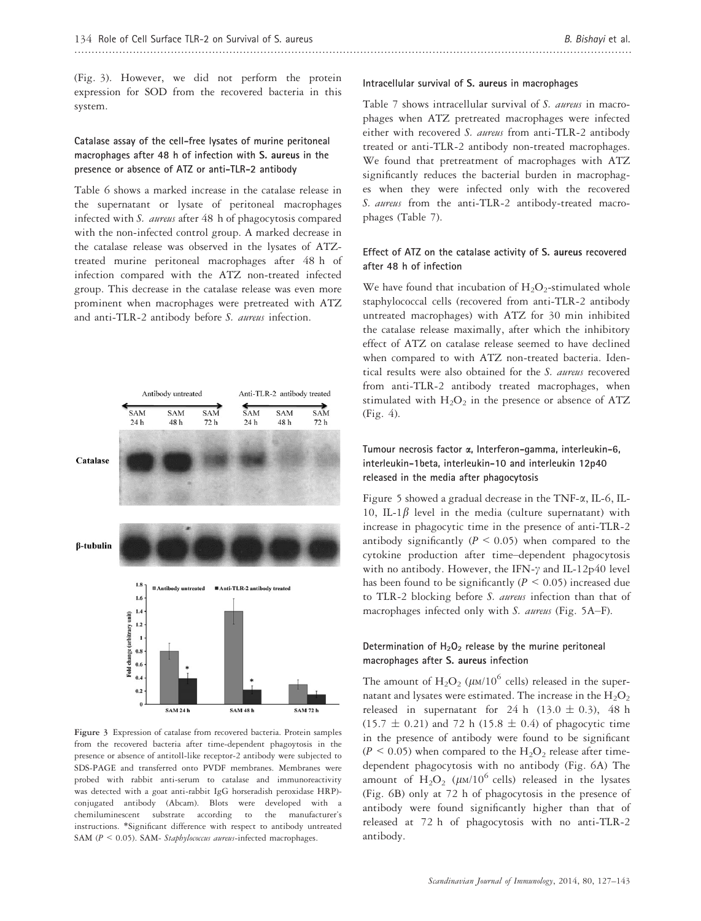(Fig. 3). However, we did not perform the protein expression for SOD from the recovered bacteria in this system.

### Catalase assay of the cell-free lysates of murine peritoneal macrophages after 48 h of infection with S. aureus in the presence or absence of ATZ or anti-TLR-2 antibody

Table 6 shows a marked increase in the catalase release in the supernatant or lysate of peritoneal macrophages infected with *S. aureus* after 48 h of phagocytosis compared with the non-infected control group. A marked decrease in the catalase release was observed in the lysates of ATZ-treated murine peritoneal macrophages after 48 h of infection compared with the ATZ non-treated infected group. This decrease in the catalase release was even more prominent when macrophages were pretreated with ATZ and anti-TLR-2 antibody before *S. aureus* infection.

**Figure 3** Expression of catalase from recovered bacteria. Protein samples from the recovered bacteria after time-dependent phagoytosis in the presence or absence of antitoll-like receptor-2 antibody were subjected to SDS-PAGE and transferred onto PVDF membranes. Membranes were probed with rabbit anti-serum to catalase and immunoreactivity was detected with a goat anti-rabbit IgG horseradish peroxidase HRP)-conjugated antibody (Abcam). Blots were developed with a chemiluminescent substrate according to the manufacturer's instructions. *Significant difference with respect to antibody untreated SAM ($P < 0.05$). SAM- *Staphylococcus aureus*-infected macrophages.

### Intracellular survival of S. aureus in macrophages

Table 7 shows intracellular survival of *S. aureus* in macrophages when ATZ pretreated macrophages were infected either with recovered *S. aureus* from anti-TLR-2 antibody treated or anti-TLR-2 antibody non-treated macrophages. We found that pretreatment of macrophages with ATZ significantly reduces the bacterial burden in macrophages when they were infected only with the recovered *S. aureus* from the anti-TLR-2 antibody-treated macrophages (Table 7).

### Effect of ATZ on the catalase activity of S. aureus recovered after 48 h of infection

We have found that incubation of $H_2O_2$-stimulated whole staphylococcal cells (recovered from anti-TLR-2 antibody untreated macrophages) with ATZ for 30 min inhibited the catalase release maximally, after which the inhibitory effect of ATZ on catalase release seemed to have declined when compared to with ATZ non-treated bacteria. Identical results were also obtained for the *S. aureus* recovered from anti-TLR-2 antibody treated macrophages, when stimulated with $H_2O_2$ in the presence or absence of ATZ (Fig. 4).

### Tumour necrosis factor α, Interferon-gamma, interleukin-6, interleukin-1beta, interleukin-10 and interleukin 12p40 released in the media after phagocytosis

Figure 5 showed a gradual decrease in the TNF-$\alpha$, IL-6, IL-10, IL-1$\beta$ level in the media (culture supernatant) with increase in phagocytic time in the presence of anti-TLR-2 antibody significantly ($P < 0.05$) when compared to the cytokine production after time–dependent phagocytosis with no antibody. However, the IFN-$\gamma$ and IL-12p40 level has been found to be significantly ($P < 0.05$) increased due to TLR-2 blocking before *S. aureus* infection than that of macrophages infected only with *S. aureus* (Fig. 5A–F).

### Determination of $H_2O_2$ release by the murine peritoneal macrophages after S. aureus infection

The amount of $H_2O_2$ ($\mu$M/$10^6$ cells) released in the supernatant and lysates were estimated. The increase in the $H_2O_2$ released in supernatant for 24 h (13.0 $\pm$ 0.3), 48 h (15.7 $\pm$ 0.21) and 72 h (15.8 $\pm$ 0.4) of phagocytic time in the presence of antibody were found to be significant ($P < 0.05$) when compared to the $H_2O_2$ release after time-dependent phagocytosis with no antibody (Fig. 6A) The amount of $H_2O_2$ ($\mu$M/$10^6$ cells) released in the lysates (Fig. 6B) only at 72 h of phagocytosis in the presence of antibody were found significantly higher than that of released at 72 h of phagocytosis with no anti-TLR-2 antibody.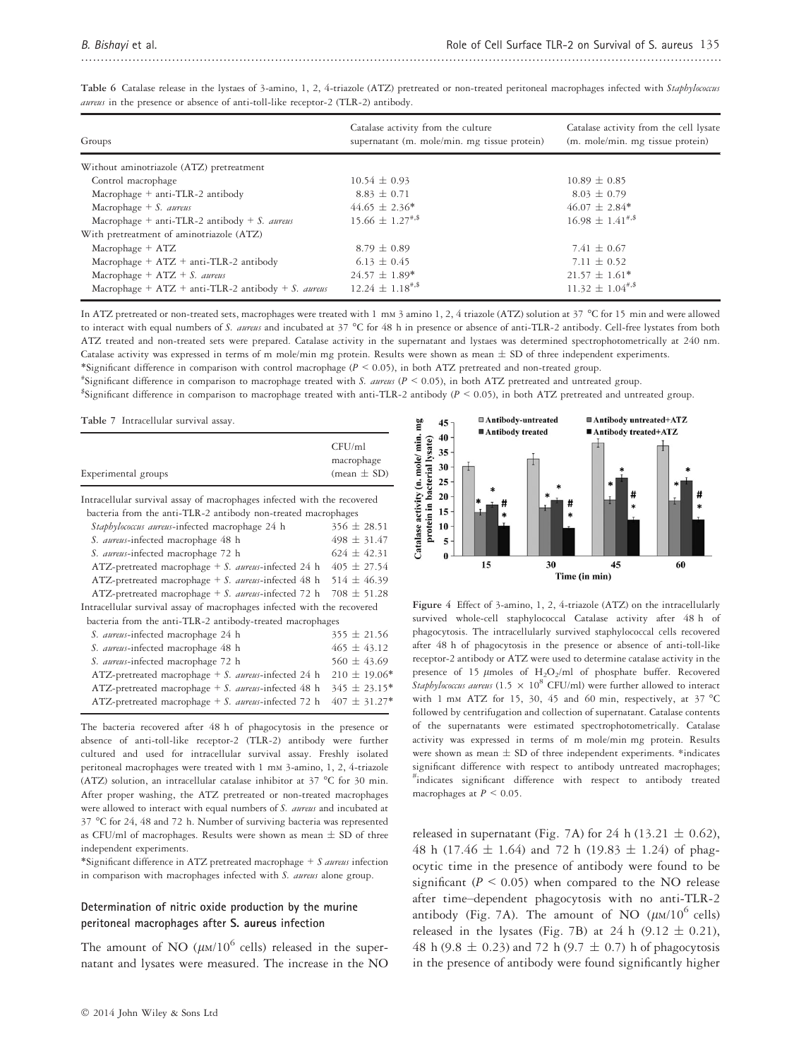**Table 6** Catalase release in the lystaes of 3-amino, 1, 2, 4-triazole (ATZ) pretreated or non-treated peritoneal macrophages infected with *Staphylococcus aureus* in the presence or absence of anti-toll-like receptor-2 (TLR-2) antibody.

| Groups | Catalase activity from the culture supernatant (m. mole/min. mg tissue protein) | Catalase activity from the cell lysate (m. mole/min. mg tissue protein) |
|---|---|---|
| Without aminotriazole (ATZ) pretreatment | | |
| Control macrophage | 10.54 ± 0.93 | 10.89 ± 0.85 |
| Macrophage + anti-TLR-2 antibody | 8.83 ± 0.71 | 8.03 ± 0.79 |
| Macrophage + *S. aureus* | 44.65 ± 2.36* | 46.07 ± 2.84* |
| Macrophage + anti-TLR-2 antibody + *S. aureus* | 15.66 ± 1.27#,$ | 16.98 ± 1.41#,$ |
| With pretreatment of aminotriazole (ATZ) | | |
| Macrophage + ATZ | 8.79 ± 0.89 | 7.41 ± 0.67 |
| Macrophage + ATZ + anti-TLR-2 antibody | 6.13 ± 0.45 | 7.11 ± 0.52 |
| Macrophage + ATZ + *S. aureus* | 24.57 ± 1.89* | 21.57 ± 1.61* |
| Macrophage + ATZ + anti-TLR-2 antibody + *S. aureus* | 12.24 ± 1.18#,$ | 11.32 ± 1.04#,$ |

In ATZ pretreated or non-treated sets, macrophages were treated with 1 mM 3 amino 1, 2, 4 triazole (ATZ) solution at 37 °C for 15 min and were allowed to interact with equal numbers of *S. aureus* and incubated at 37 °C for 48 h in presence or absence of anti-TLR-2 antibody. Cell-free lystates from both ATZ treated and non-treated sets were prepared. Catalase activity in the supernatant and lystaes was determined spectrophotometrically at 240 nm. Catalase activity was expressed in terms of m mole/min mg protein. Results were shown as mean ± SD of three independent experiments.
*Significant difference in comparison with control macrophage ($P < 0.05$), in both ATZ pretreated and non-treated group.
#Significant difference in comparison to macrophage treated with *S. aureus* ($P < 0.05$), in both ATZ pretreated and untreated group.
$Significant difference in comparison to macrophage treated with anti-TLR-2 antibody ($P < 0.05$), in both ATZ pretreated and untreated group.

**Table 7** Intracellular survival assay.

| Experimental groups | CFU/ml macrophage (mean ± SD) |
|---|---|
| Intracellular survival assay of macrophages infected with the recovered bacteria from the anti-TLR-2 antibody non-treated macrophages | |
| *Staphylococcus aureus*-infected macrophage 24 h | 356 ± 28.51 |
| *S. aureus*-infected macrophage 48 h | 498 ± 31.47 |
| *S. aureus*-infected macrophage 72 h | 624 ± 42.31 |
| ATZ-pretreated macrophage + *S. aureus*-infected 24 h | 405 ± 27.54 |
| ATZ-pretreated macrophage + *S. aureus*-infected 48 h | 514 ± 46.39 |
| ATZ-pretreated macrophage + *S. aureus*-infected 72 h | 708 ± 51.28 |
| Intracellular survival assay of macrophages infected with the recovered bacteria from the anti-TLR-2 antibody-treated macrophages | |
| *S. aureus*-infected macrophage 24 h | 355 ± 21.56 |
| *S. aureus*-infected macrophage 48 h | 465 ± 43.12 |
| *S. aureus*-infected macrophage 72 h | 560 ± 43.69 |
| ATZ-pretreated macrophage + *S. aureus*-infected 24 h | 210 ± 19.06* |
| ATZ-pretreated macrophage + *S. aureus*-infected 48 h | 345 ± 23.15* |
| ATZ-pretreated macrophage + *S. aureus*-infected 72 h | 407 ± 31.27* |

The bacteria recovered after 48 h of phagocytosis in the presence or absence of anti-toll-like receptor-2 (TLR-2) antibody were further cultured and used for intracellular survival assay. Freshly isolated peritoneal macrophages were treated with 1 mM 3-amino, 1, 2, 4-triazole (ATZ) solution, an intracellular catalase inhibitor at 37 °C for 30 min. After proper washing, the ATZ pretreated or non-treated macrophages were allowed to interact with equal numbers of *S. aureus* and incubated at 37 °C for 24, 48 and 72 h. Number of surviving bacteria was represented as CFU/ml of macrophages. Results were shown as mean ± SD of three independent experiments.
*Significant difference in ATZ pretreated macrophage + *S aureus* infection in comparison with macrophages infected with *S. aureus* alone group.

**Figure 4** Effect of 3-amino, 1, 2, 4-triazole (ATZ) on the intracellularly survived whole-cell staphylococcal Catalase activity after 48 h of phagocytosis. The intracellularly survived staphylococcal cells recovered after 48 h of phagocytosis in the presence or absence of anti-toll-like receptor-2 antibody or ATZ were used to determine catalase activity in the presence of 15 μmoles of $H_2O_2$/ml of phosphate buffer. Recovered *Staphylococcus aureus* ($1.5 \times 10^8$ CFU/ml) were further allowed to interact with 1 mM ATZ for 15, 30, 45 and 60 min, respectively, at 37 °C followed by centrifugation and collection of supernatant. Catalase contents of the supernatants were estimated spectrophotometrically. Catalase activity was expressed in terms of m mole/min mg protein. Results were shown as mean ± SD of three independent experiments. *indicates significant difference with respect to antibody untreated macrophages; #indicates significant difference with respect to antibody treated macrophages at $P < 0.05$.

### Determination of nitric oxide production by the murine peritoneal macrophages after S. aureus infection

The amount of NO (μM/$10^6$ cells) released in the supernatant and lysates were measured. The increase in the NO released in supernatant (Fig. 7A) for 24 h (13.21 ± 0.62), 48 h (17.46 ± 1.64) and 72 h (19.83 ± 1.24) of phagocytic time in the presence of antibody were found to be significant ($P < 0.05$) when compared to the NO release after time–dependent phagocytosis with no anti-TLR-2 antibody (Fig. 7A). The amount of NO (μM/$10^6$ cells) released in the lysates (Fig. 7B) at 24 h (9.12 ± 0.21), 48 h (9.8 ± 0.23) and 72 h (9.7 ± 0.7) h of phagocytosis in the presence of antibody were found significantly higher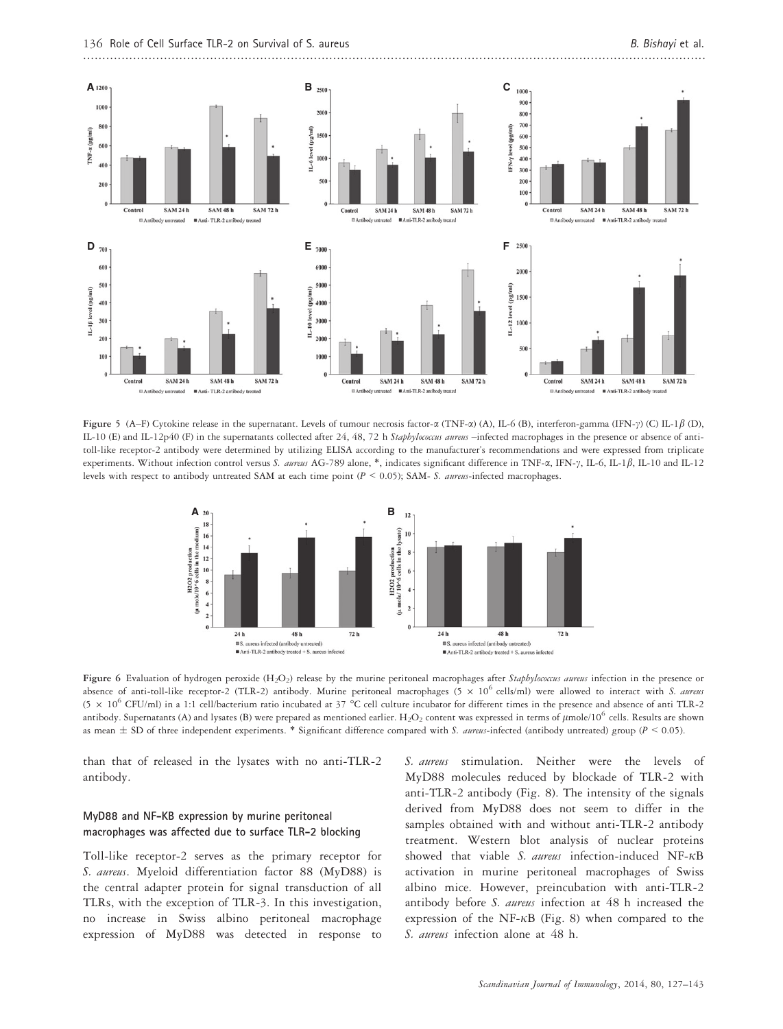Figure 5 (A–F) Cytokine release in the supernatant. Levels of tumour necrosis factor-α (TNF-α) (A), IL-6 (B), interferon-gamma (IFN-γ) (C) IL-1β (D), IL-10 (E) and IL-12p40 (F) in the supernatants collected after 24, 48, 72 h *Staphylococcus aureus* –infected macrophages in the presence or absence of anti-toll-like receptor-2 antibody were determined by utilizing ELISA according to the manufacturer's recommendations and were expressed from triplicate experiments. Without infection control versus *S. aureus* AG-789 alone, *, indicates significant difference in TNF-α, IFN-γ, IL-6, IL-1β, IL-10 and IL-12 levels with respect to antibody untreated SAM at each time point ($P < 0.05$); SAM- *S. aureus*-infected macrophages.

Figure 6 Evaluation of hydrogen peroxide ($H_2O_2$) release by the murine peritoneal macrophages after *Staphylococcus aureus* infection in the presence or absence of anti-toll-like receptor-2 (TLR-2) antibody. Murine peritoneal macrophages ($5 \times 10^6$ cells/ml) were allowed to interact with *S. aureus* ($5 \times 10^6$ CFU/ml) in a 1:1 cell/bacterium ratio incubated at 37 °C cell culture incubator for different times in the presence and absence of anti TLR-2 antibody. Supernatants (A) and lysates (B) were prepared as mentioned earlier. $H_2O_2$ content was expressed in terms of μmole/$10^6$ cells. Results are shown as mean ± SD of three independent experiments. * Significant difference compared with *S. aureus*-infected (antibody untreated) group ($P < 0.05$).

than that of released in the lysates with no anti-TLR-2 antibody.

### MyD88 and NF-KB expression by murine peritoneal macrophages was affected due to surface TLR-2 blocking

Toll-like receptor-2 serves as the primary receptor for *S. aureus*. Myeloid differentiation factor 88 (MyD88) is the central adapter protein for signal transduction of all TLRs, with the exception of TLR-3. In this investigation, no increase in Swiss albino peritoneal macrophage expression of MyD88 was detected in response to *S. aureus* stimulation. Neither were the levels of MyD88 molecules reduced by blockade of TLR-2 with anti-TLR-2 antibody (Fig. 8). The intensity of the signals derived from MyD88 does not seem to differ in the samples obtained with and without anti-TLR-2 antibody treatment. Western blot analysis of nuclear proteins showed that viable *S. aureus* infection-induced NF-κB activation in murine peritoneal macrophages of Swiss albino mice. However, preincubation with anti-TLR-2 antibody before *S. aureus* infection at 48 h increased the expression of the NF-κB (Fig. 8) when compared to the *S. aureus* infection alone at 48 h.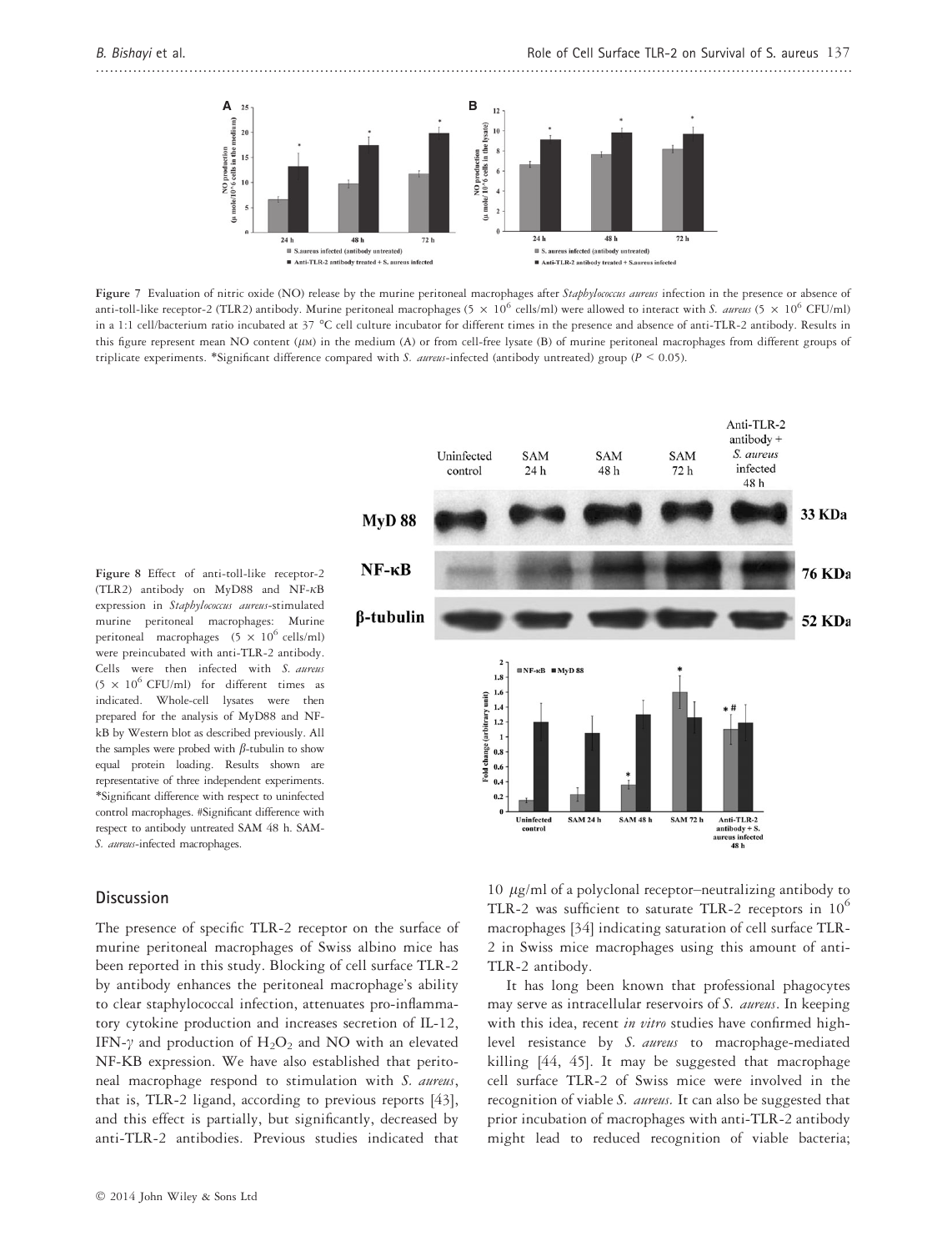Figure 7 Evaluation of nitric oxide (NO) release by the murine peritoneal macrophages after *Staphylococcus aureus* infection in the presence or absence of anti-toll-like receptor-2 (TLR2) antibody. Murine peritoneal macrophages ($5 \times 10^6$ cells/ml) were allowed to interact with *S. aureus* ($5 \times 10^6$ CFU/ml) in a 1:1 cell/bacterium ratio incubated at 37 °C cell culture incubator for different times in the presence and absence of anti-TLR-2 antibody. Results in this figure represent mean NO content (μM) in the medium (A) or from cell-free lysate (B) of murine peritoneal macrophages from different groups of triplicate experiments. *Significant difference compared with *S. aureus*-infected (antibody untreated) group ($P < 0.05$).

Figure 8 Effect of anti-toll-like receptor-2 (TLR2) antibody on MyD88 and NF-κB expression in *Staphylococcus aureus*-stimulated murine peritoneal macrophages: Murine peritoneal macrophages ($5 \times 10^6$ cells/ml) were preincubated with anti-TLR-2 antibody. Cells were then infected with *S. aureus* ($5 \times 10^6$ CFU/ml) for different times as indicated. Whole-cell lysates were then prepared for the analysis of MyD88 and NF-kB by Western blot as described previously. All the samples were probed with β-tubulin to show equal protein loading. Results shown are representative of three independent experiments. *Significant difference with respect to uninfected control macrophages. #Significant difference with respect to antibody untreated SAM 48 h. SAM-*S. aureus*-infected macrophages.

## Discussion

The presence of specific TLR-2 receptor on the surface of murine peritoneal macrophages of Swiss albino mice has been reported in this study. Blocking of cell surface TLR-2 by antibody enhances the peritoneal macrophage's ability to clear staphylococcal infection, attenuates pro-inflammatory cytokine production and increases secretion of IL-12, IFN-γ and production of $H_2O_2$ and NO with an elevated NF-KB expression. We have also established that peritoneal macrophage respond to stimulation with *S. aureus*, that is, TLR-2 ligand, according to previous reports [43], and this effect is partially, but significantly, decreased by anti-TLR-2 antibodies. Previous studies indicated that 10 μg/ml of a polyclonal receptor–neutralizing antibody to TLR-2 was sufficient to saturate TLR-2 receptors in $10^6$ macrophages [34] indicating saturation of cell surface TLR-2 in Swiss mice macrophages using this amount of anti-TLR-2 antibody.

It has long been known that professional phagocytes may serve as intracellular reservoirs of *S. aureus*. In keeping with this idea, recent *in vitro* studies have confirmed high-level resistance by *S. aureus* to macrophage-mediated killing [44, 45]. It may be suggested that macrophage cell surface TLR-2 of Swiss mice were involved in the recognition of viable *S. aureus*. It can also be suggested that prior incubation of macrophages with anti-TLR-2 antibody might lead to reduced recognition of viable bacteria;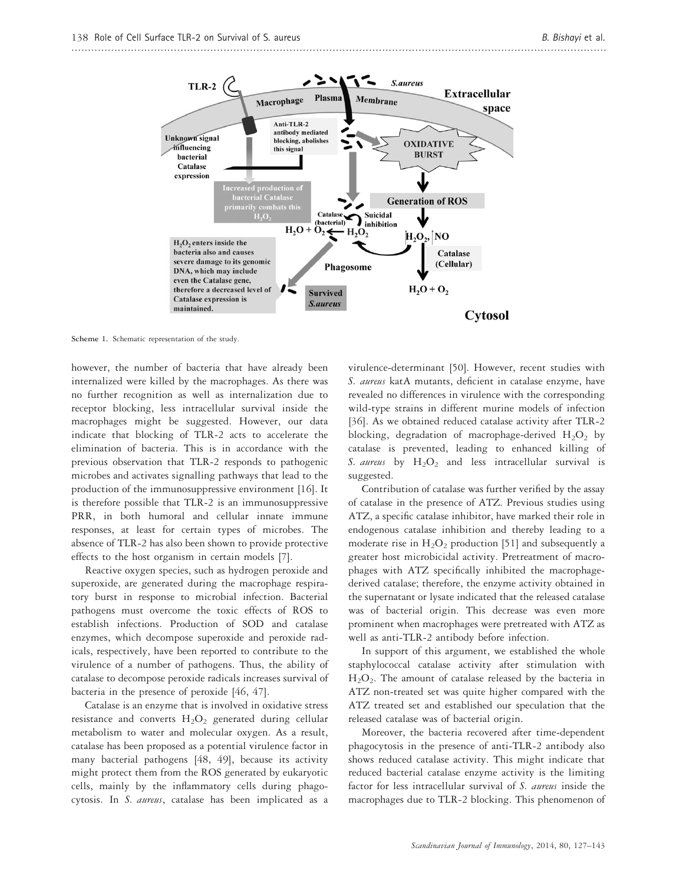Scheme 1. Schematic representation of the study.

however, the number of bacteria that have already been internalized were killed by the macrophages. As there was no further recognition as well as internalization due to receptor blocking, less intracellular survival inside the macrophages might be suggested. However, our data indicate that blocking of TLR-2 acts to accelerate the elimination of bacteria. This is in accordance with the previous observation that TLR-2 responds to pathogenic microbes and activates signalling pathways that lead to the production of the immunosuppressive environment [16]. It is therefore possible that TLR-2 is an immunosuppressive PRR, in both humoral and cellular innate immune responses, at least for certain types of microbes. The absence of TLR-2 has also been shown to provide protective effects to the host organism in certain models [7].

Reactive oxygen species, such as hydrogen peroxide and superoxide, are generated during the macrophage respiratory burst in response to microbial infection. Bacterial pathogens must overcome the toxic effects of ROS to establish infections. Production of SOD and catalase enzymes, which decompose superoxide and peroxide radicals, respectively, have been reported to contribute to the virulence of a number of pathogens. Thus, the ability of catalase to decompose peroxide radicals increases survival of bacteria in the presence of peroxide [46, 47].

Catalase is an enzyme that is involved in oxidative stress resistance and converts $H_2O_2$ generated during cellular metabolism to water and molecular oxygen. As a result, catalase has been proposed as a potential virulence factor in many bacterial pathogens [48, 49], because its activity might protect them from the ROS generated by eukaryotic cells, mainly by the inflammatory cells during phagocytosis. In *S. aureus*, catalase has been implicated as a virulence-determinant [50]. However, recent studies with *S. aureus* katA mutants, deficient in catalase enzyme, have revealed no differences in virulence with the corresponding wild-type strains in different murine models of infection [36]. As we obtained reduced catalase activity after TLR-2 blocking, degradation of macrophage-derived $H_2O_2$ by catalase is prevented, leading to enhanced killing of *S. aureus* by $H_2O_2$ and less intracellular survival is suggested.

Contribution of catalase was further verified by the assay of catalase in the presence of ATZ. Previous studies using ATZ, a specific catalase inhibitor, have marked their role in endogenous catalase inhibition and thereby leading to a moderate rise in $H_2O_2$ production [51] and subsequently a greater host microbicidal activity. Pretreatment of macrophages with ATZ specifically inhibited the macrophage-derived catalase; therefore, the enzyme activity obtained in the supernatant or lysate indicated that the released catalase was of bacterial origin. This decrease was even more prominent when macrophages were pretreated with ATZ as well as anti-TLR-2 antibody before infection.

In support of this argument, we established the whole staphylococcal catalase activity after stimulation with $H_2O_2$. The amount of catalase released by the bacteria in ATZ non-treated set was quite higher compared with the ATZ treated set and established our speculation that the released catalase was of bacterial origin.

Moreover, the bacteria recovered after time-dependent phagocytosis in the presence of anti-TLR-2 antibody also shows reduced catalase activity. This might indicate that reduced bacterial catalase enzyme activity is the limiting factor for less intracellular survival of *S. aureus* inside the macrophages due to TLR-2 blocking. This phenomenon of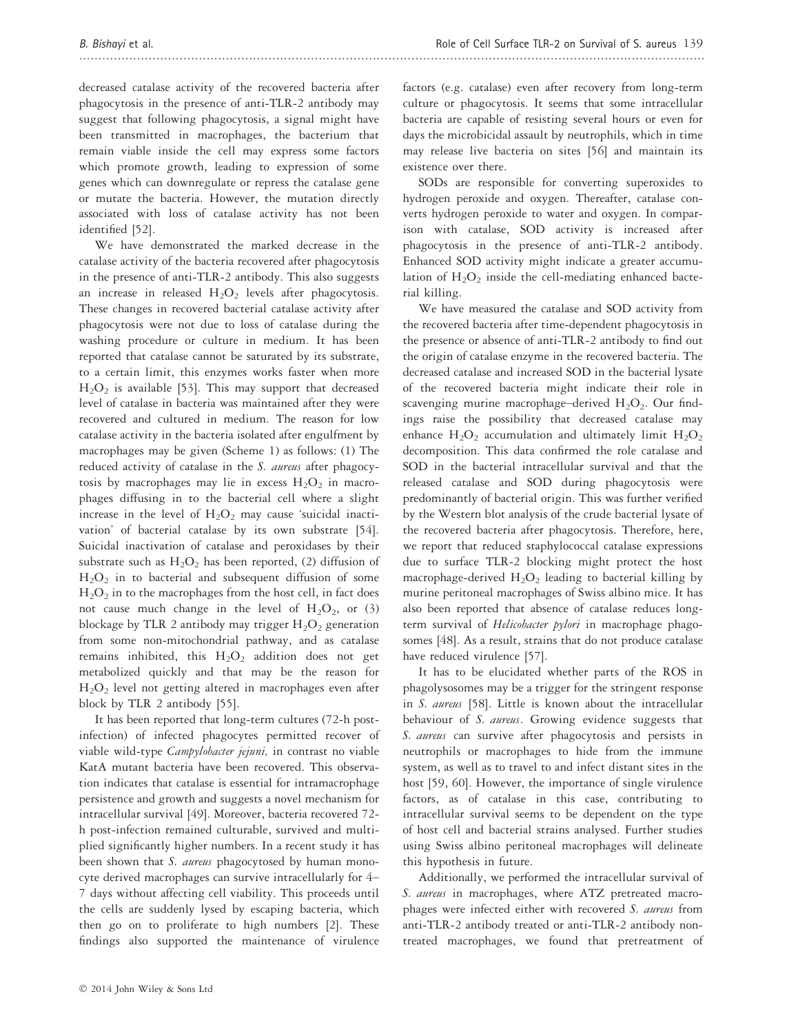decreased catalase activity of the recovered bacteria after phagocytosis in the presence of anti-TLR-2 antibody may suggest that following phagocytosis, a signal might have been transmitted in macrophages, the bacterium that remain viable inside the cell may express some factors which promote growth, leading to expression of some genes which can downregulate or repress the catalase gene or mutate the bacteria. However, the mutation directly associated with loss of catalase activity has not been identified [52].

We have demonstrated the marked decrease in the catalase activity of the bacteria recovered after phagocytosis in the presence of anti-TLR-2 antibody. This also suggests an increase in released $H_2O_2$ levels after phagocytosis. These changes in recovered bacterial catalase activity after phagocytosis were not due to loss of catalase during the washing procedure or culture in medium. It has been reported that catalase cannot be saturated by its substrate, to a certain limit, this enzymes works faster when more $H_2O_2$ is available [53]. This may support that decreased level of catalase in bacteria was maintained after they were recovered and cultured in medium. The reason for low catalase activity in the bacteria isolated after engulfment by macrophages may be given (Scheme 1) as follows: (1) The reduced activity of catalase in the *S. aureus* after phagocytosis by macrophages may lie in excess $H_2O_2$ in macrophages diffusing in to the bacterial cell where a slight increase in the level of $H_2O_2$ may cause 'suicidal inactivation' of bacterial catalase by its own substrate [54]. Suicidal inactivation of catalase and peroxidases by their substrate such as $H_2O_2$ has been reported, (2) diffusion of $H_2O_2$ in to bacterial and subsequent diffusion of some $H_2O_2$ in to the macrophages from the host cell, in fact does not cause much change in the level of $H_2O_2$, or (3) blockage by TLR 2 antibody may trigger $H_2O_2$ generation from some non-mitochondrial pathway, and as catalase remains inhibited, this $H_2O_2$ addition does not get metabolized quickly and that may be the reason for $H_2O_2$ level not getting altered in macrophages even after block by TLR 2 antibody [55].

It has been reported that long-term cultures (72-h post-infection) of infected phagocytes permitted recover of viable wild-type *Campylobacter jejuni,* in contrast no viable KatA mutant bacteria have been recovered. This observation indicates that catalase is essential for intramacrophage persistence and growth and suggests a novel mechanism for intracellular survival [49]. Moreover, bacteria recovered 72-h post-infection remained culturable, survived and multiplied significantly higher numbers. In a recent study it has been shown that *S. aureus* phagocytosed by human monocyte derived macrophages can survive intracellularly for 4–7 days without affecting cell viability. This proceeds until the cells are suddenly lysed by escaping bacteria, which then go on to proliferate to high numbers [2]. These findings also supported the maintenance of virulence factors (e.g. catalase) even after recovery from long-term culture or phagocytosis. It seems that some intracellular bacteria are capable of resisting several hours or even for days the microbicidal assault by neutrophils, which in time may release live bacteria on sites [56] and maintain its existence over there.

SODs are responsible for converting superoxides to hydrogen peroxide and oxygen. Thereafter, catalase converts hydrogen peroxide to water and oxygen. In comparison with catalase, SOD activity is increased after phagocytosis in the presence of anti-TLR-2 antibody. Enhanced SOD activity might indicate a greater accumulation of $H_2O_2$ inside the cell-mediating enhanced bacterial killing.

We have measured the catalase and SOD activity from the recovered bacteria after time-dependent phagocytosis in the presence or absence of anti-TLR-2 antibody to find out the origin of catalase enzyme in the recovered bacteria. The decreased catalase and increased SOD in the bacterial lysate of the recovered bacteria might indicate their role in scavenging murine macrophage–derived $H_2O_2$. Our findings raise the possibility that decreased catalase may enhance $H_2O_2$ accumulation and ultimately limit $H_2O_2$ decomposition. This data confirmed the role catalase and SOD in the bacterial intracellular survival and that the released catalase and SOD during phagocytosis were predominantly of bacterial origin. This was further verified by the Western blot analysis of the crude bacterial lysate of the recovered bacteria after phagocytosis. Therefore, here, we report that reduced staphylococcal catalase expressions due to surface TLR-2 blocking might protect the host macrophage-derived $H_2O_2$ leading to bacterial killing by murine peritoneal macrophages of Swiss albino mice. It has also been reported that absence of catalase reduces long-term survival of *Helicobacter pylori* in macrophage phagosomes [48]. As a result, strains that do not produce catalase have reduced virulence [57].

It has to be elucidated whether parts of the ROS in phagolysosomes may be a trigger for the stringent response in *S. aureus* [58]. Little is known about the intracellular behaviour of *S. aureus*. Growing evidence suggests that *S. aureus* can survive after phagocytosis and persists in neutrophils or macrophages to hide from the immune system, as well as to travel to and infect distant sites in the host [59, 60]. However, the importance of single virulence factors, as of catalase in this case, contributing to intracellular survival seems to be dependent on the type of host cell and bacterial strains analysed. Further studies using Swiss albino peritoneal macrophages will delineate this hypothesis in future.

Additionally, we performed the intracellular survival of *S. aureus* in macrophages, where ATZ pretreated macrophages were infected either with recovered *S. aureus* from anti-TLR-2 antibody treated or anti-TLR-2 antibody non-treated macrophages, we found that pretreatment of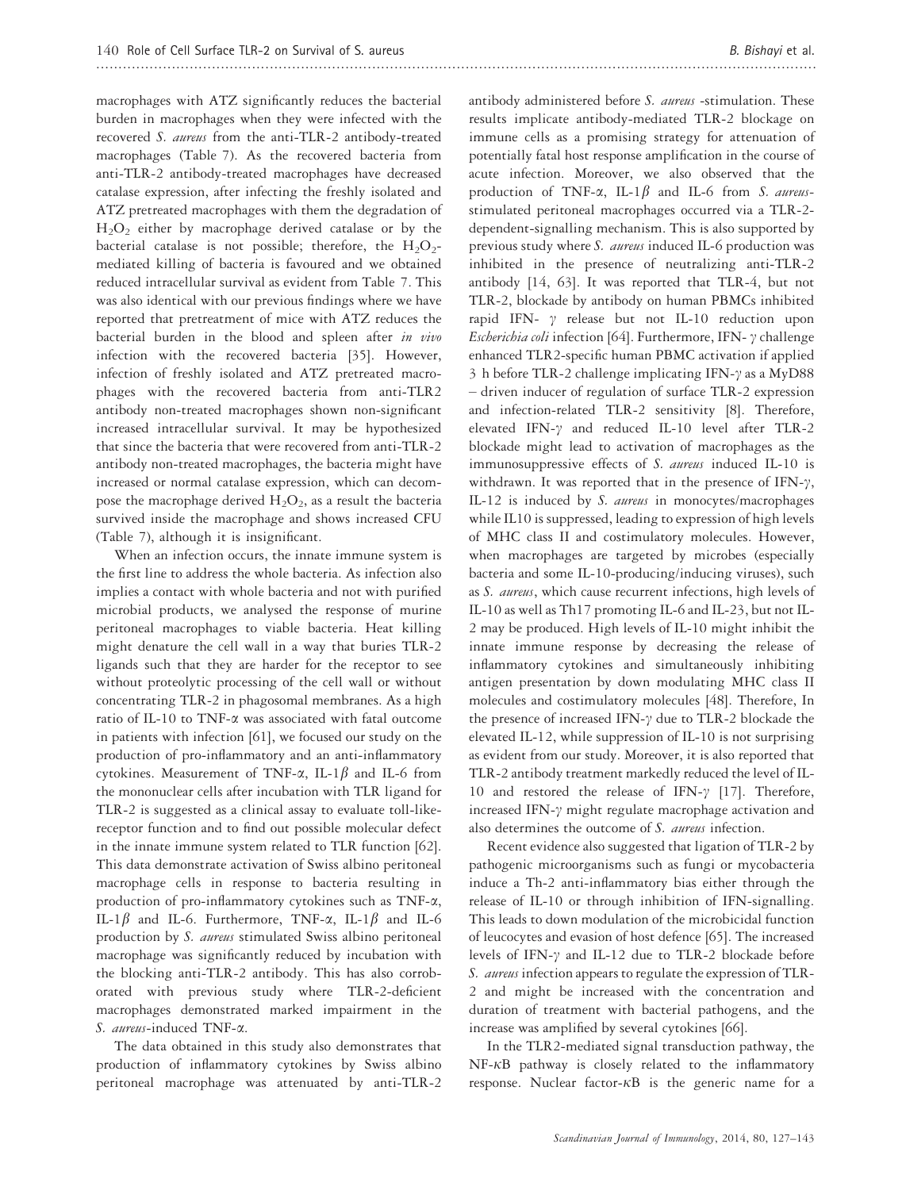macrophages with ATZ significantly reduces the bacterial burden in macrophages when they were infected with the recovered *S. aureus* from the anti-TLR-2 antibody-treated macrophages (Table 7). As the recovered bacteria from anti-TLR-2 antibody-treated macrophages have decreased catalase expression, after infecting the freshly isolated and ATZ pretreated macrophages with them the degradation of $H_2O_2$ either by macrophage derived catalase or by the bacterial catalase is not possible; therefore, the $H_2O_2$-mediated killing of bacteria is favoured and we obtained reduced intracellular survival as evident from Table 7. This was also identical with our previous findings where we have reported that pretreatment of mice with ATZ reduces the bacterial burden in the blood and spleen after *in vivo* infection with the recovered bacteria [35]. However, infection of freshly isolated and ATZ pretreated macrophages with the recovered bacteria from anti-TLR2 antibody non-treated macrophages shown non-significant increased intracellular survival. It may be hypothesized that since the bacteria that were recovered from anti-TLR-2 antibody non-treated macrophages, the bacteria might have increased or normal catalase expression, which can decompose the macrophage derived $H_2O_2$, as a result the bacteria survived inside the macrophage and shows increased CFU (Table 7), although it is insignificant.

When an infection occurs, the innate immune system is the first line to address the whole bacteria. As infection also implies a contact with whole bacteria and not with purified microbial products, we analysed the response of murine peritoneal macrophages to viable bacteria. Heat killing might denature the cell wall in a way that buries TLR-2 ligands such that they are harder for the receptor to see without proteolytic processing of the cell wall or without concentrating TLR-2 in phagosomal membranes. As a high ratio of IL-10 to TNF-$\alpha$ was associated with fatal outcome in patients with infection [61], we focused our study on the production of pro-inflammatory and an anti-inflammatory cytokines. Measurement of TNF-$\alpha$, IL-1$\beta$ and IL-6 from the mononuclear cells after incubation with TLR ligand for TLR-2 is suggested as a clinical assay to evaluate toll-like-receptor function and to find out possible molecular defect in the innate immune system related to TLR function [62]. This data demonstrate activation of Swiss albino peritoneal macrophage cells in response to bacteria resulting in production of pro-inflammatory cytokines such as TNF-$\alpha$, IL-1$\beta$ and IL-6. Furthermore, TNF-$\alpha$, IL-1$\beta$ and IL-6 production by *S. aureus* stimulated Swiss albino peritoneal macrophage was significantly reduced by incubation with the blocking anti-TLR-2 antibody. This has also corroborated with previous study where TLR-2-deficient macrophages demonstrated marked impairment in the *S. aureus*-induced TNF-$\alpha$.

The data obtained in this study also demonstrates that production of inflammatory cytokines by Swiss albino peritoneal macrophage was attenuated by anti-TLR-2 antibody administered before *S. aureus* -stimulation. These results implicate antibody-mediated TLR-2 blockage on immune cells as a promising strategy for attenuation of potentially fatal host response amplification in the course of acute infection. Moreover, we also observed that the production of TNF-$\alpha$, IL-1$\beta$ and IL-6 from *S. aureus*-stimulated peritoneal macrophages occurred via a TLR-2-dependent-signalling mechanism. This is also supported by previous study where *S. aureus* induced IL-6 production was inhibited in the presence of neutralizing anti-TLR-2 antibody [14, 63]. It was reported that TLR-4, but not TLR-2, blockade by antibody on human PBMCs inhibited rapid IFN- $\gamma$ release but not IL-10 reduction upon *Escherichia coli* infection [64]. Furthermore, IFN- $\gamma$ challenge enhanced TLR2-specific human PBMC activation if applied 3 h before TLR-2 challenge implicating IFN-$\gamma$ as a MyD88 – driven inducer of regulation of surface TLR-2 expression and infection-related TLR-2 sensitivity [8]. Therefore, elevated IFN-$\gamma$ and reduced IL-10 level after TLR-2 blockade might lead to activation of macrophages as the immunosuppressive effects of *S. aureus* induced IL-10 is withdrawn. It was reported that in the presence of IFN-$\gamma$, IL-12 is induced by *S. aureus* in monocytes/macrophages while IL10 is suppressed, leading to expression of high levels of MHC class II and costimulatory molecules. However, when macrophages are targeted by microbes (especially bacteria and some IL-10-producing/inducing viruses), such as *S. aureus*, which cause recurrent infections, high levels of IL-10 as well as Th17 promoting IL-6 and IL-23, but not IL-2 may be produced. High levels of IL-10 might inhibit the innate immune response by decreasing the release of inflammatory cytokines and simultaneously inhibiting antigen presentation by down modulating MHC class II molecules and costimulatory molecules [48]. Therefore, In the presence of increased IFN-$\gamma$ due to TLR-2 blockade the elevated IL-12, while suppression of IL-10 is not surprising as evident from our study. Moreover, it is also reported that TLR-2 antibody treatment markedly reduced the level of IL-10 and restored the release of IFN-$\gamma$ [17]. Therefore, increased IFN-$\gamma$ might regulate macrophage activation and also determines the outcome of *S. aureus* infection.

Recent evidence also suggested that ligation of TLR-2 by pathogenic microorganisms such as fungi or mycobacteria induce a Th-2 anti-inflammatory bias either through the release of IL-10 or through inhibition of IFN-signalling. This leads to down modulation of the microbicidal function of leucocytes and evasion of host defence [65]. The increased levels of IFN-$\gamma$ and IL-12 due to TLR-2 blockade before *S. aureus* infection appears to regulate the expression of TLR-2 and might be increased with the concentration and duration of treatment with bacterial pathogens, and the increase was amplified by several cytokines [66].

In the TLR2-mediated signal transduction pathway, the NF-$\kappa$B pathway is closely related to the inflammatory response. Nuclear factor-$\kappa$B is the generic name for a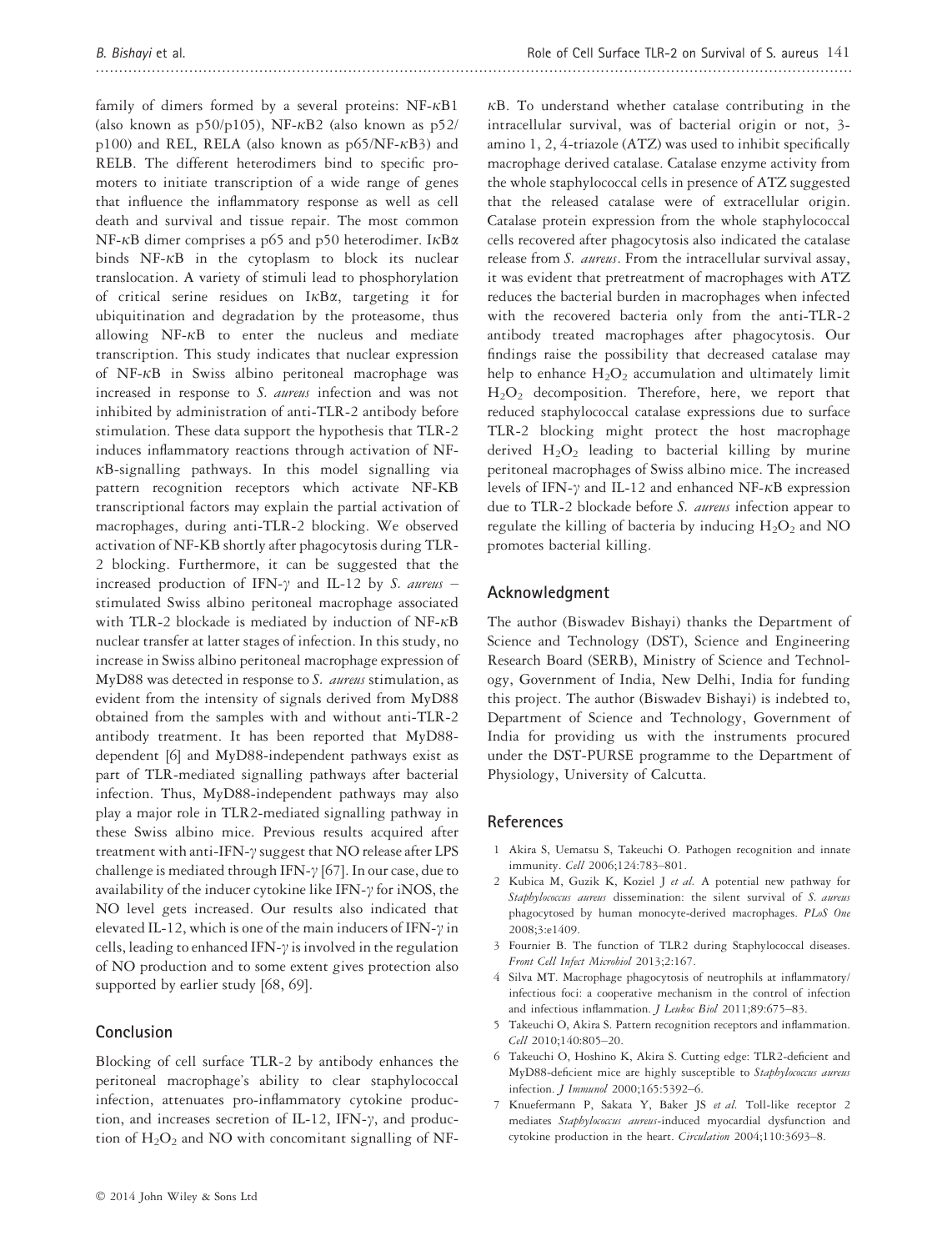family of dimers formed by a several proteins: NF-κB1 (also known as p50/p105), NF-κB2 (also known as p52/p100) and REL, RELA (also known as p65/NF-κB3) and RELB. The different heterodimers bind to specific promoters to initiate transcription of a wide range of genes that influence the inflammatory response as well as cell death and survival and tissue repair. The most common NF-κB dimer comprises a p65 and p50 heterodimer. IκBα binds NF-κB in the cytoplasm to block its nuclear translocation. A variety of stimuli lead to phosphorylation of critical serine residues on IκBα, targeting it for ubiquitination and degradation by the proteasome, thus allowing NF-κB to enter the nucleus and mediate transcription. This study indicates that nuclear expression of NF-κB in Swiss albino peritoneal macrophage was increased in response to *S. aureus* infection and was not inhibited by administration of anti-TLR-2 antibody before stimulation. These data support the hypothesis that TLR-2 induces inflammatory reactions through activation of NF-κB-signalling pathways. In this model signalling via pattern recognition receptors which activate NF-KB transcriptional factors may explain the partial activation of macrophages, during anti-TLR-2 blocking. We observed activation of NF-KB shortly after phagocytosis during TLR-2 blocking. Furthermore, it can be suggested that the increased production of IFN-$\gamma$ and IL-12 by *S. aureus* – stimulated Swiss albino peritoneal macrophage associated with TLR-2 blockade is mediated by induction of NF-κB nuclear transfer at latter stages of infection. In this study, no increase in Swiss albino peritoneal macrophage expression of MyD88 was detected in response to *S. aureus* stimulation, as evident from the intensity of signals derived from MyD88 obtained from the samples with and without anti-TLR-2 antibody treatment. It has been reported that MyD88-dependent [6] and MyD88-independent pathways exist as part of TLR-mediated signalling pathways after bacterial infection. Thus, MyD88-independent pathways may also play a major role in TLR2-mediated signalling pathway in these Swiss albino mice. Previous results acquired after treatment with anti-IFN-$\gamma$ suggest that NO release after LPS challenge is mediated through IFN-$\gamma$ [67]. In our case, due to availability of the inducer cytokine like IFN-$\gamma$ for iNOS, the NO level gets increased. Our results also indicated that elevated IL-12, which is one of the main inducers of IFN-$\gamma$ in cells, leading to enhanced IFN-$\gamma$ is involved in the regulation of NO production and to some extent gives protection also supported by earlier study [68, 69].

## Conclusion

Blocking of cell surface TLR-2 by antibody enhances the peritoneal macrophage's ability to clear staphylococcal infection, attenuates pro-inflammatory cytokine production, and increases secretion of IL-12, IFN-$\gamma$, and production of $H_2O_2$ and NO with concomitant signalling of NF-κB. To understand whether catalase contributing in the intracellular survival, was of bacterial origin or not, 3-amino 1, 2, 4-triazole (ATZ) was used to inhibit specifically macrophage derived catalase. Catalase enzyme activity from the whole staphylococcal cells in presence of ATZ suggested that the released catalase were of extracellular origin. Catalase protein expression from the whole staphylococcal cells recovered after phagocytosis also indicated the catalase release from *S. aureus*. From the intracellular survival assay, it was evident that pretreatment of macrophages with ATZ reduces the bacterial burden in macrophages when infected with the recovered bacteria only from the anti-TLR-2 antibody treated macrophages after phagocytosis. Our findings raise the possibility that decreased catalase may help to enhance $H_2O_2$ accumulation and ultimately limit $H_2O_2$ decomposition. Therefore, here, we report that reduced staphylococcal catalase expressions due to surface TLR-2 blocking might protect the host macrophage derived $H_2O_2$ leading to bacterial killing by murine peritoneal macrophages of Swiss albino mice. The increased levels of IFN-$\gamma$ and IL-12 and enhanced NF-κB expression due to TLR-2 blockade before *S. aureus* infection appear to regulate the killing of bacteria by inducing $H_2O_2$ and NO promotes bacterial killing.

## Acknowledgment

The author (Biswadev Bishayi) thanks the Department of Science and Technology (DST), Science and Engineering Research Board (SERB), Ministry of Science and Technology, Government of India, New Delhi, India for funding this project. The author (Biswadev Bishayi) is indebted to, Department of Science and Technology, Government of India for providing us with the instruments procured under the DST-PURSE programme to the Department of Physiology, University of Calcutta.

## References

1. Akira S, Uematsu S, Takeuchi O. Pathogen recognition and innate immunity. *Cell* 2006;124:783–801.
2. Kubica M, Guzik K, Koziel J *et al.* A potential new pathway for *Staphylococcus aureus* dissemination: the silent survival of *S. aureus* phagocytosed by human monocyte-derived macrophages. *PLoS One* 2008;3:e1409.
3. Fournier B. The function of TLR2 during Staphylococcal diseases. *Front Cell Infect Microbiol* 2013;2:167.
4. Silva MT. Macrophage phagocytosis of neutrophils at inflammatory/infectious foci: a cooperative mechanism in the control of infection and infectious inflammation. *J Leukoc Biol* 2011;89:675–83.
5. Takeuchi O, Akira S. Pattern recognition receptors and inflammation. *Cell* 2010;140:805–20.
6. Takeuchi O, Hoshino K, Akira S. Cutting edge: TLR2-deficient and MyD88-deficient mice are highly susceptible to *Staphylococcus aureus* infection. *J Immunol* 2000;165:5392–6.
7. Knuefermann P, Sakata Y, Baker JS *et al.* Toll-like receptor 2 mediates *Staphylococcus aureus*-induced myocardial dysfunction and cytokine production in the heart. *Circulation* 2004;110:3693–8.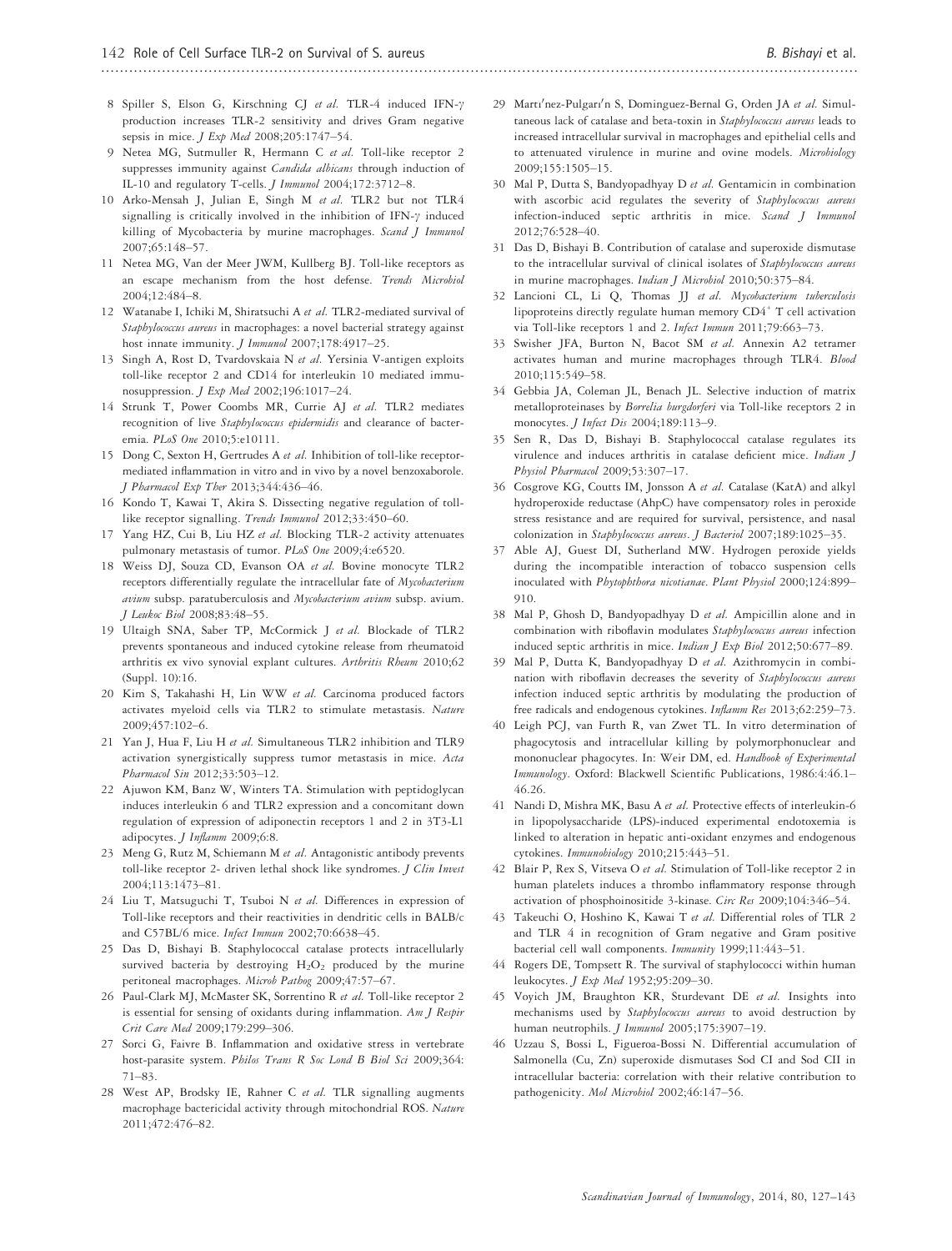8 Spiller S, Elson G, Kirschning CJ *et al.* TLR-4 induced IFN-$\gamma$ production increases TLR-2 sensitivity and drives Gram negative sepsis in mice. *J Exp Med* 2008;205:1747–54.

9 Netea MG, Sutmuller R, Hermann C *et al.* Toll-like receptor 2 suppresses immunity against *Candida albicans* through induction of IL-10 and regulatory T-cells. *J Immunol* 2004;172:3712–8.

10 Arko-Mensah J, Julian E, Singh M *et al.* TLR2 but not TLR4 signalling is critically involved in the inhibition of IFN-$\gamma$ induced killing of Mycobacteria by murine macrophages. *Scand J Immunol* 2007;65:148–57.

11 Netea MG, Van der Meer JWM, Kullberg BJ. Toll-like receptors as an escape mechanism from the host defense. *Trends Microbiol* 2004;12:484–8.

12 Watanabe I, Ichiki M, Shiratsuchi A *et al.* TLR2-mediated survival of *Staphylococcus aureus* in macrophages: a novel bacterial strategy against host innate immunity. *J Immunol* 2007;178:4917–25.

13 Singh A, Rost D, Tvardovskaia N *et al.* Yersinia V-antigen exploits toll-like receptor 2 and CD14 for interleukin 10 mediated immunosuppression. *J Exp Med* 2002;196:1017–24.

14 Strunk T, Power Coombs MR, Currie AJ *et al.* TLR2 mediates recognition of live *Staphylococcus epidermidis* and clearance of bacteremia. *PLoS One* 2010;5:e10111.

15 Dong C, Sexton H, Gertrudes A *et al.* Inhibition of toll-like receptor-mediated inflammation in vitro and in vivo by a novel benzoxaborole. *J Pharmacol Exp Ther* 2013;344:436–46.

16 Kondo T, Kawai T, Akira S. Dissecting negative regulation of toll-like receptor signalling. *Trends Immunol* 2012;33:450–60.

17 Yang HZ, Cui B, Liu HZ *et al.* Blocking TLR-2 activity attenuates pulmonary metastasis of tumor. *PLoS One* 2009;4:e6520.

18 Weiss DJ, Souza CD, Evanson OA *et al.* Bovine monocyte TLR2 receptors differentially regulate the intracellular fate of *Mycobacterium avium* subsp. paratuberculosis and *Mycobacterium avium* subsp. avium. *J Leukoc Biol* 2008;83:48–55.

19 Ultaigh SNA, Saber TP, McCormick J *et al.* Blockade of TLR2 prevents spontaneous and induced cytokine release from rheumatoid arthritis ex vivo synovial explant cultures. *Arthritis Rheum* 2010;62 (Suppl. 10):16.

20 Kim S, Takahashi H, Lin WW *et al.* Carcinoma produced factors activates myeloid cells via TLR2 to stimulate metastasis. *Nature* 2009;457:102–6.

21 Yan J, Hua F, Liu H *et al.* Simultaneous TLR2 inhibition and TLR9 activation synergistically suppress tumor metastasis in mice. *Acta Pharmacol Sin* 2012;33:503–12.

22 Ajuwon KM, Banz W, Winters TA. Stimulation with peptidoglycan induces interleukin 6 and TLR2 expression and a concomitant down regulation of expression of adiponectin receptors 1 and 2 in 3T3-L1 adipocytes. *J Inflamm* 2009;6:8.

23 Meng G, Rutz M, Schiemann M *et al.* Antagonistic antibody prevents toll-like receptor 2- driven lethal shock like syndromes. *J Clin Invest* 2004;113:1473–81.

24 Liu T, Matsuguchi T, Tsuboi N *et al.* Differences in expression of Toll-like receptors and their reactivities in dendritic cells in BALB/c and C57BL/6 mice. *Infect Immun* 2002;70:6638–45.

25 Das D, Bishayi B. Staphylococcal catalase protects intracellularly survived bacteria by destroying $H_2O_2$ produced by the murine peritoneal macrophages. *Microb Pathog* 2009;47:57–67.

26 Paul-Clark MJ, McMaster SK, Sorrentino R *et al.* Toll-like receptor 2 is essential for sensing of oxidants during inflammation. *Am J Respir Crit Care Med* 2009;179:299–306.

27 Sorci G, Faivre B. Inflammation and oxidative stress in vertebrate host-parasite system. *Philos Trans R Soc Lond B Biol Sci* 2009;364: 71–83.

28 West AP, Brodsky IE, Rahner C *et al.* TLR signalling augments macrophage bactericidal activity through mitochondrial ROS. *Nature* 2011;472:476–82.

29 Martı′nez-Pulgarı′n S, Dominguez-Bernal G, Orden JA *et al.* Simultaneous lack of catalase and beta-toxin in *Staphylococcus aureus* leads to increased intracellular survival in macrophages and epithelial cells and to attenuated virulence in murine and ovine models. *Microbiology* 2009;155:1505–15.

30 Mal P, Dutta S, Bandyopadhyay D *et al.* Gentamicin in combination with ascorbic acid regulates the severity of *Staphylococcus aureus* infection-induced septic arthritis in mice. *Scand J Immunol* 2012;76:528–40.

31 Das D, Bishayi B. Contribution of catalase and superoxide dismutase to the intracellular survival of clinical isolates of *Staphylococcus aureus* in murine macrophages. *Indian J Microbiol* 2010;50:375–84.

32 Lancioni CL, Li Q, Thomas JJ *et al.* *Mycobacterium tuberculosis* lipoproteins directly regulate human memory $CD4^+$ T cell activation via Toll-like receptors 1 and 2. *Infect Immun* 2011;79:663–73.

33 Swisher JFA, Burton N, Bacot SM *et al.* Annexin A2 tetramer activates human and murine macrophages through TLR4. *Blood* 2010;115:549–58.

34 Gebbia JA, Coleman JL, Benach JL. Selective induction of matrix metalloproteinases by *Borrelia burgdorferi* via Toll-like receptors 2 in monocytes. *J Infect Dis* 2004;189:113–9.

35 Sen R, Das D, Bishayi B. Staphylococcal catalase regulates its virulence and induces arthritis in catalase deficient mice. *Indian J Physiol Pharmacol* 2009;53:307–17.

36 Cosgrove KG, Coutts IM, Jonsson A *et al.* Catalase (KatA) and alkyl hydroperoxide reductase (AhpC) have compensatory roles in peroxide stress resistance and are required for survival, persistence, and nasal colonization in *Staphylococcus aureus*. *J Bacteriol* 2007;189:1025–35.

37 Able AJ, Guest DI, Sutherland MW. Hydrogen peroxide yields during the incompatible interaction of tobacco suspension cells inoculated with *Phytophthora nicotianae*. *Plant Physiol* 2000;124:899–910.

38 Mal P, Ghosh D, Bandyopadhyay D *et al.* Ampicillin alone and in combination with riboflavin modulates *Staphylococcus aureus* infection induced septic arthritis in mice. *Indian J Exp Biol* 2012;50:677–89.

39 Mal P, Dutta K, Bandyopadhyay D *et al.* Azithromycin in combination with riboflavin decreases the severity of *Staphylococcus aureus* infection induced septic arthritis by modulating the production of free radicals and endogenous cytokines. *Inflamm Res* 2013;62:259–73.

40 Leigh PCJ, van Furth R, van Zwet TL. In vitro determination of phagocytosis and intracellular killing by polymorphonuclear and mononuclear phagocytes. In: Weir DM, ed. *Handbook of Experimental Immunology*. Oxford: Blackwell Scientific Publications, 1986:4:46.1–46.26.

41 Nandi D, Mishra MK, Basu A *et al.* Protective effects of interleukin-6 in lipopolysaccharide (LPS)-induced experimental endotoxemia is linked to alteration in hepatic anti-oxidant enzymes and endogenous cytokines. *Immunobiology* 2010;215:443–51.

42 Blair P, Rex S, Vitseva O *et al.* Stimulation of Toll-like receptor 2 in human platelets induces a thrombo inflammatory response through activation of phosphoinositide 3-kinase. *Circ Res* 2009;104:346–54.

43 Takeuchi O, Hoshino K, Kawai T *et al.* Differential roles of TLR 2 and TLR 4 in recognition of Gram negative and Gram positive bacterial cell wall components. *Immunity* 1999;11:443–51.

44 Rogers DE, Tompsett R. The survival of staphylococci within human leukocytes. *J Exp Med* 1952;95:209–30.

45 Voyich JM, Braughton KR, Sturdevant DE *et al.* Insights into mechanisms used by *Staphylococcus aureus* to avoid destruction by human neutrophils. *J Immunol* 2005;175:3907–19.

46 Uzzau S, Bossi L, Figueroa-Bossi N. Differential accumulation of Salmonella (Cu, Zn) superoxide dismutases Sod CI and Sod CII in intracellular bacteria: correlation with their relative contribution to pathogenicity. *Mol Microbiol* 2002;46:147–56.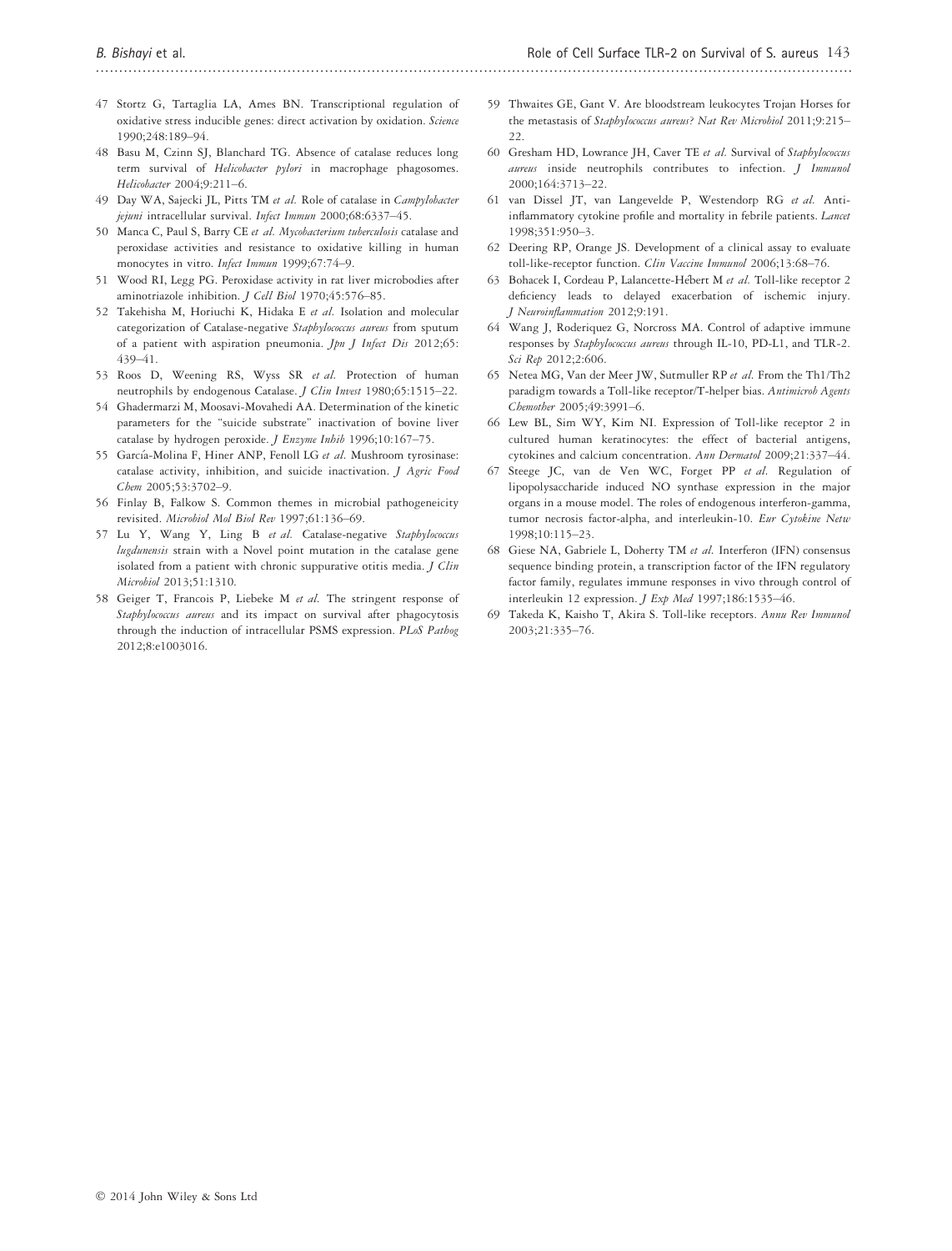47 Stortz G, Tartaglia LA, Ames BN. Transcriptional regulation of oxidative stress inducible genes: direct activation by oxidation. *Science* 1990;248:189–94.

48 Basu M, Czinn SJ, Blanchard TG. Absence of catalase reduces long term survival of *Helicobacter pylori* in macrophage phagosomes. *Helicobacter* 2004;9:211–6.

49 Day WA, Sajecki JL, Pitts TM *et al.* Role of catalase in *Campylobacter jejuni* intracellular survival. *Infect Immun* 2000;68:6337–45.

50 Manca C, Paul S, Barry CE *et al. Mycobacterium tuberculosis* catalase and peroxidase activities and resistance to oxidative killing in human monocytes in vitro. *Infect Immun* 1999;67:74–9.

51 Wood RI, Legg PG. Peroxidase activity in rat liver microbodies after aminotriazole inhibition. *J Cell Biol* 1970;45:576–85.

52 Takehisha M, Horiuchi K, Hidaka E *et al.* Isolation and molecular categorization of Catalase-negative *Staphylococcus aureus* from sputum of a patient with aspiration pneumonia. *Jpn J Infect Dis* 2012;65: 439–41.

53 Roos D, Weening RS, Wyss SR *et al.* Protection of human neutrophils by endogenous Catalase. *J Clin Invest* 1980;65:1515–22.

54 Ghadermarzi M, Moosavi-Movahedi AA. Determination of the kinetic parameters for the "suicide substrate" inactivation of bovine liver catalase by hydrogen peroxide. *J Enzyme Inhib* 1996;10:167–75.

55 García-Molina F, Hiner ANP, Fenoll LG *et al.* Mushroom tyrosinase: catalase activity, inhibition, and suicide inactivation. *J Agric Food Chem* 2005;53:3702–9.

56 Finlay B, Falkow S. Common themes in microbial pathogeneicity revisited. *Microbiol Mol Biol Rev* 1997;61:136–69.

57 Lu Y, Wang Y, Ling B *et al.* Catalase-negative *Staphylococcus lugdunensis* strain with a Novel point mutation in the catalase gene isolated from a patient with chronic suppurative otitis media. *J Clin Microbiol* 2013;51:1310.

58 Geiger T, Francois P, Liebeke M *et al.* The stringent response of *Staphylococcus aureus* and its impact on survival after phagocytosis through the induction of intracellular PSMS expression. *PLoS Pathog* 2012;8:e1003016.

59 Thwaites GE, Gant V. Are bloodstream leukocytes Trojan Horses for the metastasis of *Staphylococcus aureus*? *Nat Rev Microbiol* 2011;9:215–22.

60 Gresham HD, Lowrance JH, Caver TE *et al.* Survival of *Staphylococcus aureus* inside neutrophils contributes to infection. *J Immunol* 2000;164:3713–22.

61 van Dissel JT, van Langevelde P, Westendorp RG *et al.* Anti-inflammatory cytokine profile and mortality in febrile patients. *Lancet* 1998;351:950–3.

62 Deering RP, Orange JS. Development of a clinical assay to evaluate toll-like-receptor function. *Clin Vaccine Immunol* 2006;13:68–76.

63 Bohacek I, Cordeau P, Lalancette-Hébert M *et al.* Toll-like receptor 2 deficiency leads to delayed exacerbation of ischemic injury. *J Neuroinflammation* 2012;9:191.

64 Wang J, Roderiquez G, Norcross MA. Control of adaptive immune responses by *Staphylococcus aureus* through IL-10, PD-L1, and TLR-2. *Sci Rep* 2012;2:606.

65 Netea MG, Van der Meer JW, Sutmuller RP *et al.* From the Th1/Th2 paradigm towards a Toll-like receptor/T-helper bias. *Antimicrob Agents Chemother* 2005;49:3991–6.

66 Lew BL, Sim WY, Kim NI. Expression of Toll-like receptor 2 in cultured human keratinocytes: the effect of bacterial antigens, cytokines and calcium concentration. *Ann Dermatol* 2009;21:337–44.

67 Steege JC, van de Ven WC, Forget PP *et al.* Regulation of lipopolysaccharide induced NO synthase expression in the major organs in a mouse model. The roles of endogenous interferon-gamma, tumor necrosis factor-alpha, and interleukin-10. *Eur Cytokine Netw* 1998;10:115–23.

68 Giese NA, Gabriele L, Doherty TM *et al.* Interferon (IFN) consensus sequence binding protein, a transcription factor of the IFN regulatory factor family, regulates immune responses in vivo through control of interleukin 12 expression. *J Exp Med* 1997;186:1535–46.

69 Takeda K, Kaisho T, Akira S. Toll-like receptors. *Annu Rev Immunol* 2003;21:335–76.

© 2014 John Wiley & Sons Ltd